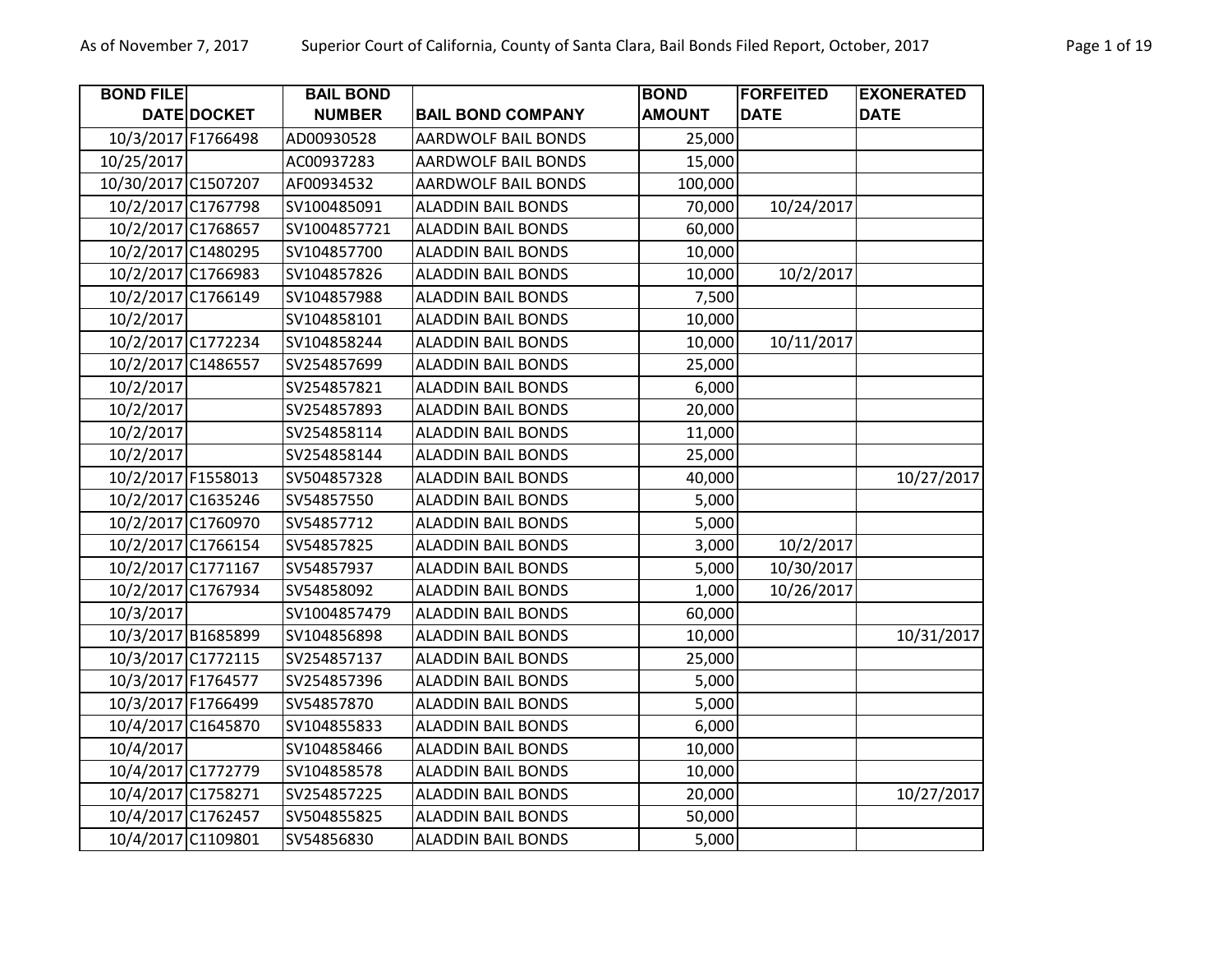| BOND FILE DATE | DOCKET | BAIL BOND NUMBER | BAIL BOND COMPANY | BOND AMOUNT | FORFEITED DATE | EXONERATED DATE |
|---|---|---|---|---|---|---|
| 10/3/2017 | F1766498 | AD00930528 | AARDWOLF BAIL BONDS | 25,000 | | |
| 10/25/2017 | | AC00937283 | AARDWOLF BAIL BONDS | 15,000 | | |
| 10/30/2017 | C1507207 | AF00934532 | AARDWOLF BAIL BONDS | 100,000 | | |
| 10/2/2017 | C1767798 | SV100485091 | ALADDIN BAIL BONDS | 70,000 | 10/24/2017 | |
| 10/2/2017 | C1768657 | SV1004857721 | ALADDIN BAIL BONDS | 60,000 | | |
| 10/2/2017 | C1480295 | SV104857700 | ALADDIN BAIL BONDS | 10,000 | | |
| 10/2/2017 | C1766983 | SV104857826 | ALADDIN BAIL BONDS | 10,000 | 10/2/2017 | |
| 10/2/2017 | C1766149 | SV104857988 | ALADDIN BAIL BONDS | 7,500 | | |
| 10/2/2017 | | SV104858101 | ALADDIN BAIL BONDS | 10,000 | | |
| 10/2/2017 | C1772234 | SV104858244 | ALADDIN BAIL BONDS | 10,000 | 10/11/2017 | |
| 10/2/2017 | C1486557 | SV254857699 | ALADDIN BAIL BONDS | 25,000 | | |
| 10/2/2017 | | SV254857821 | ALADDIN BAIL BONDS | 6,000 | | |
| 10/2/2017 | | SV254857893 | ALADDIN BAIL BONDS | 20,000 | | |
| 10/2/2017 | | SV254858114 | ALADDIN BAIL BONDS | 11,000 | | |
| 10/2/2017 | | SV254858144 | ALADDIN BAIL BONDS | 25,000 | | |
| 10/2/2017 | F1558013 | SV504857328 | ALADDIN BAIL BONDS | 40,000 | | 10/27/2017 |
| 10/2/2017 | C1635246 | SV54857550 | ALADDIN BAIL BONDS | 5,000 | | |
| 10/2/2017 | C1760970 | SV54857712 | ALADDIN BAIL BONDS | 5,000 | | |
| 10/2/2017 | C1766154 | SV54857825 | ALADDIN BAIL BONDS | 3,000 | 10/2/2017 | |
| 10/2/2017 | C1771167 | SV54857937 | ALADDIN BAIL BONDS | 5,000 | 10/30/2017 | |
| 10/2/2017 | C1767934 | SV54858092 | ALADDIN BAIL BONDS | 1,000 | 10/26/2017 | |
| 10/3/2017 | | SV1004857479 | ALADDIN BAIL BONDS | 60,000 | | |
| 10/3/2017 | B1685899 | SV104856898 | ALADDIN BAIL BONDS | 10,000 | | 10/31/2017 |
| 10/3/2017 | C1772115 | SV254857137 | ALADDIN BAIL BONDS | 25,000 | | |
| 10/3/2017 | F1764577 | SV254857396 | ALADDIN BAIL BONDS | 5,000 | | |
| 10/3/2017 | F1766499 | SV54857870 | ALADDIN BAIL BONDS | 5,000 | | |
| 10/4/2017 | C1645870 | SV104855833 | ALADDIN BAIL BONDS | 6,000 | | |
| 10/4/2017 | | SV104858466 | ALADDIN BAIL BONDS | 10,000 | | |
| 10/4/2017 | C1772779 | SV104858578 | ALADDIN BAIL BONDS | 10,000 | | |
| 10/4/2017 | C1758271 | SV254857225 | ALADDIN BAIL BONDS | 20,000 | | 10/27/2017 |
| 10/4/2017 | C1762457 | SV504855825 | ALADDIN BAIL BONDS | 50,000 | | |
| 10/4/2017 | C1109801 | SV54856830 | ALADDIN BAIL BONDS | 5,000 | | |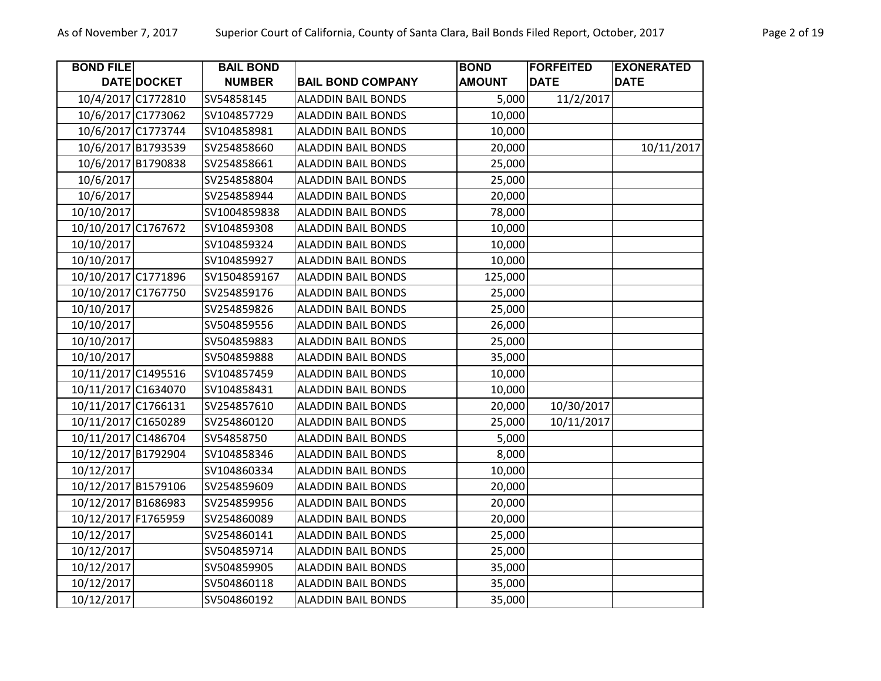| BOND FILE DATE | DOCKET | BAIL BOND NUMBER | BAIL BOND COMPANY | BOND AMOUNT | FORFEITED DATE | EXONERATED DATE |
|---|---|---|---|---|---|---|
| 10/4/2017 | C1772810 | SV54858145 | ALADDIN BAIL BONDS | 5,000 | 11/2/2017 | |
| 10/6/2017 | C1773062 | SV104857729 | ALADDIN BAIL BONDS | 10,000 | | |
| 10/6/2017 | C1773744 | SV104858981 | ALADDIN BAIL BONDS | 10,000 | | |
| 10/6/2017 | B1793539 | SV254858660 | ALADDIN BAIL BONDS | 20,000 | | 10/11/2017 |
| 10/6/2017 | B1790838 | SV254858661 | ALADDIN BAIL BONDS | 25,000 | | |
| 10/6/2017 | | SV254858804 | ALADDIN BAIL BONDS | 25,000 | | |
| 10/6/2017 | | SV254858944 | ALADDIN BAIL BONDS | 20,000 | | |
| 10/10/2017 | | SV1004859838 | ALADDIN BAIL BONDS | 78,000 | | |
| 10/10/2017 | C1767672 | SV104859308 | ALADDIN BAIL BONDS | 10,000 | | |
| 10/10/2017 | | SV104859324 | ALADDIN BAIL BONDS | 10,000 | | |
| 10/10/2017 | | SV104859927 | ALADDIN BAIL BONDS | 10,000 | | |
| 10/10/2017 | C1771896 | SV1504859167 | ALADDIN BAIL BONDS | 125,000 | | |
| 10/10/2017 | C1767750 | SV254859176 | ALADDIN BAIL BONDS | 25,000 | | |
| 10/10/2017 | | SV254859826 | ALADDIN BAIL BONDS | 25,000 | | |
| 10/10/2017 | | SV504859556 | ALADDIN BAIL BONDS | 26,000 | | |
| 10/10/2017 | | SV504859883 | ALADDIN BAIL BONDS | 25,000 | | |
| 10/10/2017 | | SV504859888 | ALADDIN BAIL BONDS | 35,000 | | |
| 10/11/2017 | C1495516 | SV104857459 | ALADDIN BAIL BONDS | 10,000 | | |
| 10/11/2017 | C1634070 | SV104858431 | ALADDIN BAIL BONDS | 10,000 | | |
| 10/11/2017 | C1766131 | SV254857610 | ALADDIN BAIL BONDS | 20,000 | 10/30/2017 | |
| 10/11/2017 | C1650289 | SV254860120 | ALADDIN BAIL BONDS | 25,000 | 10/11/2017 | |
| 10/11/2017 | C1486704 | SV54858750 | ALADDIN BAIL BONDS | 5,000 | | |
| 10/12/2017 | B1792904 | SV104858346 | ALADDIN BAIL BONDS | 8,000 | | |
| 10/12/2017 | | SV104860334 | ALADDIN BAIL BONDS | 10,000 | | |
| 10/12/2017 | B1579106 | SV254859609 | ALADDIN BAIL BONDS | 20,000 | | |
| 10/12/2017 | B1686983 | SV254859956 | ALADDIN BAIL BONDS | 20,000 | | |
| 10/12/2017 | F1765959 | SV254860089 | ALADDIN BAIL BONDS | 20,000 | | |
| 10/12/2017 | | SV254860141 | ALADDIN BAIL BONDS | 25,000 | | |
| 10/12/2017 | | SV504859714 | ALADDIN BAIL BONDS | 25,000 | | |
| 10/12/2017 | | SV504859905 | ALADDIN BAIL BONDS | 35,000 | | |
| 10/12/2017 | | SV504860118 | ALADDIN BAIL BONDS | 35,000 | | |
| 10/12/2017 | | SV504860192 | ALADDIN BAIL BONDS | 35,000 | | |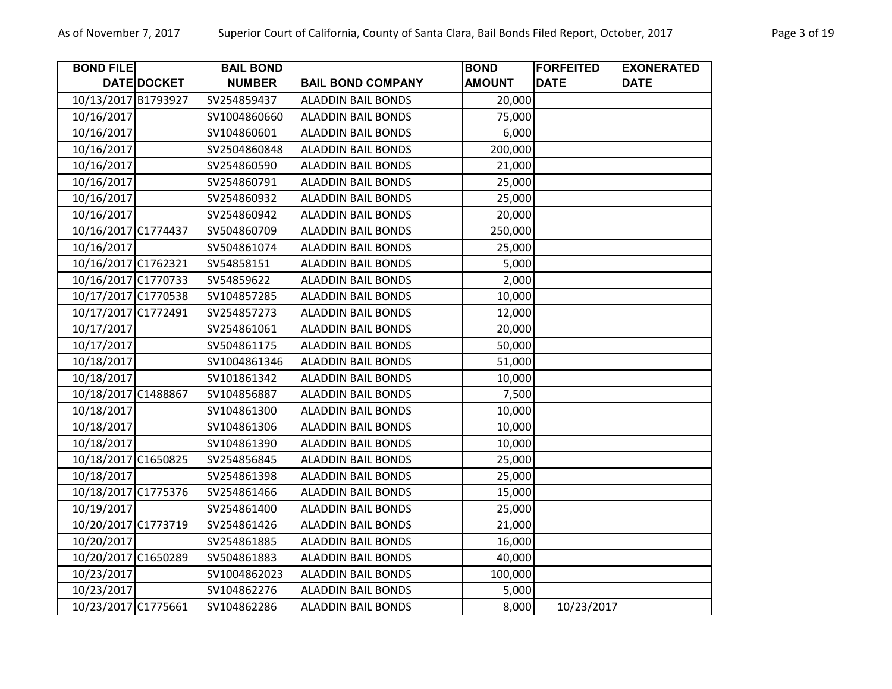| BOND FILE DATE | DOCKET | BAIL BOND NUMBER | BAIL BOND COMPANY | BOND AMOUNT | FORFEITED DATE | EXONERATED DATE |
|---|---|---|---|---|---|---|
| 10/13/2017 | B1793927 | SV254859437 | ALADDIN BAIL BONDS | 20,000 | | |
| 10/16/2017 | | SV1004860660 | ALADDIN BAIL BONDS | 75,000 | | |
| 10/16/2017 | | SV104860601 | ALADDIN BAIL BONDS | 6,000 | | |
| 10/16/2017 | | SV2504860848 | ALADDIN BAIL BONDS | 200,000 | | |
| 10/16/2017 | | SV254860590 | ALADDIN BAIL BONDS | 21,000 | | |
| 10/16/2017 | | SV254860791 | ALADDIN BAIL BONDS | 25,000 | | |
| 10/16/2017 | | SV254860932 | ALADDIN BAIL BONDS | 25,000 | | |
| 10/16/2017 | | SV254860942 | ALADDIN BAIL BONDS | 20,000 | | |
| 10/16/2017 | C1774437 | SV504860709 | ALADDIN BAIL BONDS | 250,000 | | |
| 10/16/2017 | | SV504861074 | ALADDIN BAIL BONDS | 25,000 | | |
| 10/16/2017 | C1762321 | SV54858151 | ALADDIN BAIL BONDS | 5,000 | | |
| 10/16/2017 | C1770733 | SV54859622 | ALADDIN BAIL BONDS | 2,000 | | |
| 10/17/2017 | C1770538 | SV104857285 | ALADDIN BAIL BONDS | 10,000 | | |
| 10/17/2017 | C1772491 | SV254857273 | ALADDIN BAIL BONDS | 12,000 | | |
| 10/17/2017 | | SV254861061 | ALADDIN BAIL BONDS | 20,000 | | |
| 10/17/2017 | | SV504861175 | ALADDIN BAIL BONDS | 50,000 | | |
| 10/18/2017 | | SV1004861346 | ALADDIN BAIL BONDS | 51,000 | | |
| 10/18/2017 | | SV101861342 | ALADDIN BAIL BONDS | 10,000 | | |
| 10/18/2017 | C1488867 | SV104856887 | ALADDIN BAIL BONDS | 7,500 | | |
| 10/18/2017 | | SV104861300 | ALADDIN BAIL BONDS | 10,000 | | |
| 10/18/2017 | | SV104861306 | ALADDIN BAIL BONDS | 10,000 | | |
| 10/18/2017 | | SV104861390 | ALADDIN BAIL BONDS | 10,000 | | |
| 10/18/2017 | C1650825 | SV254856845 | ALADDIN BAIL BONDS | 25,000 | | |
| 10/18/2017 | | SV254861398 | ALADDIN BAIL BONDS | 25,000 | | |
| 10/18/2017 | C1775376 | SV254861466 | ALADDIN BAIL BONDS | 15,000 | | |
| 10/19/2017 | | SV254861400 | ALADDIN BAIL BONDS | 25,000 | | |
| 10/20/2017 | C1773719 | SV254861426 | ALADDIN BAIL BONDS | 21,000 | | |
| 10/20/2017 | | SV254861885 | ALADDIN BAIL BONDS | 16,000 | | |
| 10/20/2017 | C1650289 | SV504861883 | ALADDIN BAIL BONDS | 40,000 | | |
| 10/23/2017 | | SV1004862023 | ALADDIN BAIL BONDS | 100,000 | | |
| 10/23/2017 | | SV104862276 | ALADDIN BAIL BONDS | 5,000 | | |
| 10/23/2017 | C1775661 | SV104862286 | ALADDIN BAIL BONDS | 8,000 | 10/23/2017 | |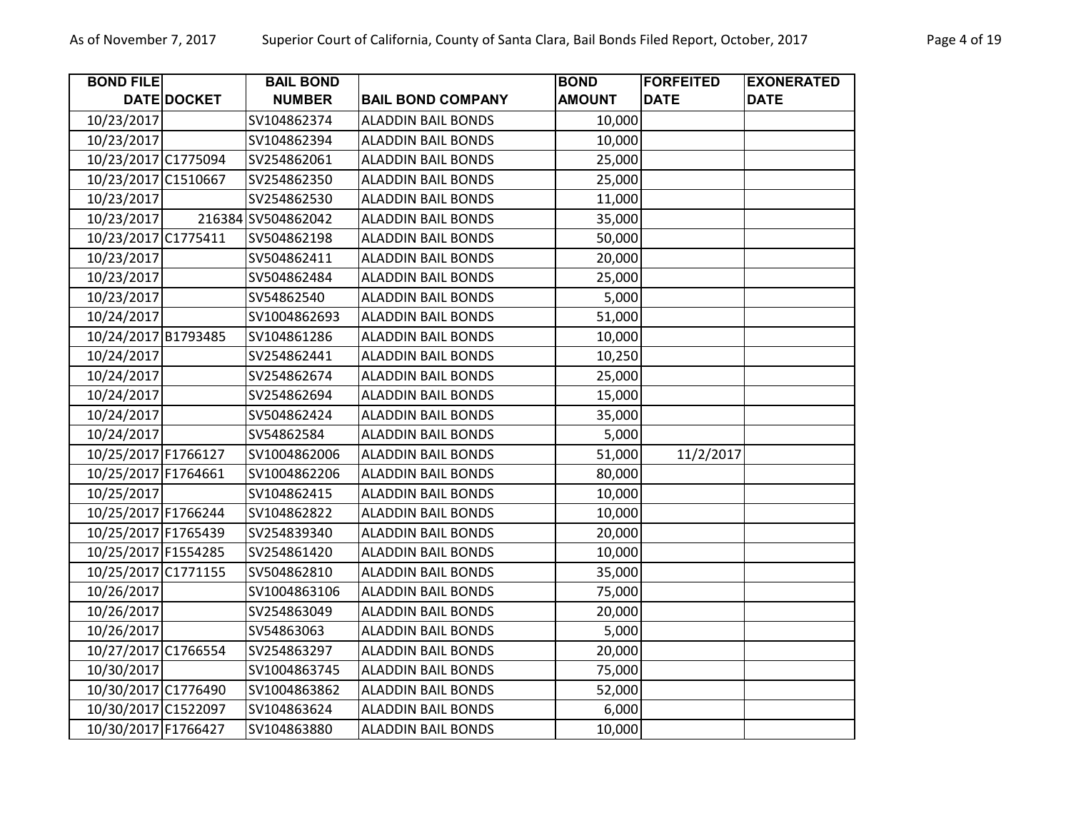| BOND FILE DATE | DOCKET | BAIL BOND NUMBER | BAIL BOND COMPANY | BOND AMOUNT | FORFEITED DATE | EXONERATED DATE |
|---|---|---|---|---|---|---|
| 10/23/2017 | | SV104862374 | ALADDIN BAIL BONDS | 10,000 | | |
| 10/23/2017 | | SV104862394 | ALADDIN BAIL BONDS | 10,000 | | |
| 10/23/2017 | C1775094 | SV254862061 | ALADDIN BAIL BONDS | 25,000 | | |
| 10/23/2017 | C1510667 | SV254862350 | ALADDIN BAIL BONDS | 25,000 | | |
| 10/23/2017 | | SV254862530 | ALADDIN BAIL BONDS | 11,000 | | |
| 10/23/2017 | 216384 | SV504862042 | ALADDIN BAIL BONDS | 35,000 | | |
| 10/23/2017 | C1775411 | SV504862198 | ALADDIN BAIL BONDS | 50,000 | | |
| 10/23/2017 | | SV504862411 | ALADDIN BAIL BONDS | 20,000 | | |
| 10/23/2017 | | SV504862484 | ALADDIN BAIL BONDS | 25,000 | | |
| 10/23/2017 | | SV54862540 | ALADDIN BAIL BONDS | 5,000 | | |
| 10/24/2017 | | SV1004862693 | ALADDIN BAIL BONDS | 51,000 | | |
| 10/24/2017 | B1793485 | SV104861286 | ALADDIN BAIL BONDS | 10,000 | | |
| 10/24/2017 | | SV254862441 | ALADDIN BAIL BONDS | 10,250 | | |
| 10/24/2017 | | SV254862674 | ALADDIN BAIL BONDS | 25,000 | | |
| 10/24/2017 | | SV254862694 | ALADDIN BAIL BONDS | 15,000 | | |
| 10/24/2017 | | SV504862424 | ALADDIN BAIL BONDS | 35,000 | | |
| 10/24/2017 | | SV54862584 | ALADDIN BAIL BONDS | 5,000 | | |
| 10/25/2017 | F1766127 | SV1004862006 | ALADDIN BAIL BONDS | 51,000 | 11/2/2017 | |
| 10/25/2017 | F1764661 | SV1004862206 | ALADDIN BAIL BONDS | 80,000 | | |
| 10/25/2017 | | SV104862415 | ALADDIN BAIL BONDS | 10,000 | | |
| 10/25/2017 | F1766244 | SV104862822 | ALADDIN BAIL BONDS | 10,000 | | |
| 10/25/2017 | F1765439 | SV254839340 | ALADDIN BAIL BONDS | 20,000 | | |
| 10/25/2017 | F1554285 | SV254861420 | ALADDIN BAIL BONDS | 10,000 | | |
| 10/25/2017 | C1771155 | SV504862810 | ALADDIN BAIL BONDS | 35,000 | | |
| 10/26/2017 | | SV1004863106 | ALADDIN BAIL BONDS | 75,000 | | |
| 10/26/2017 | | SV254863049 | ALADDIN BAIL BONDS | 20,000 | | |
| 10/26/2017 | | SV54863063 | ALADDIN BAIL BONDS | 5,000 | | |
| 10/27/2017 | C1766554 | SV254863297 | ALADDIN BAIL BONDS | 20,000 | | |
| 10/30/2017 | | SV1004863745 | ALADDIN BAIL BONDS | 75,000 | | |
| 10/30/2017 | C1776490 | SV1004863862 | ALADDIN BAIL BONDS | 52,000 | | |
| 10/30/2017 | C1522097 | SV104863624 | ALADDIN BAIL BONDS | 6,000 | | |
| 10/30/2017 | F1766427 | SV104863880 | ALADDIN BAIL BONDS | 10,000 | | |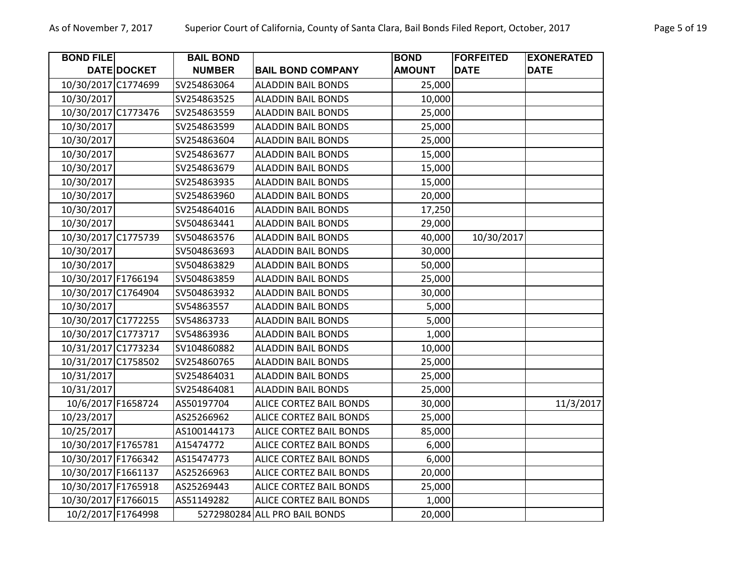| BOND FILE DATE | DOCKET | BAIL BOND NUMBER | BAIL BOND COMPANY | BOND AMOUNT | FORFEITED DATE | EXONERATED DATE |
|---|---|---|---|---|---|---|
| 10/30/2017 | C1774699 | SV254863064 | ALADDIN BAIL BONDS | 25,000 | | |
| 10/30/2017 | | SV254863525 | ALADDIN BAIL BONDS | 10,000 | | |
| 10/30/2017 | C1773476 | SV254863559 | ALADDIN BAIL BONDS | 25,000 | | |
| 10/30/2017 | | SV254863599 | ALADDIN BAIL BONDS | 25,000 | | |
| 10/30/2017 | | SV254863604 | ALADDIN BAIL BONDS | 25,000 | | |
| 10/30/2017 | | SV254863677 | ALADDIN BAIL BONDS | 15,000 | | |
| 10/30/2017 | | SV254863679 | ALADDIN BAIL BONDS | 15,000 | | |
| 10/30/2017 | | SV254863935 | ALADDIN BAIL BONDS | 15,000 | | |
| 10/30/2017 | | SV254863960 | ALADDIN BAIL BONDS | 20,000 | | |
| 10/30/2017 | | SV254864016 | ALADDIN BAIL BONDS | 17,250 | | |
| 10/30/2017 | | SV504863441 | ALADDIN BAIL BONDS | 29,000 | | |
| 10/30/2017 | C1775739 | SV504863576 | ALADDIN BAIL BONDS | 40,000 | 10/30/2017 | |
| 10/30/2017 | | SV504863693 | ALADDIN BAIL BONDS | 30,000 | | |
| 10/30/2017 | | SV504863829 | ALADDIN BAIL BONDS | 50,000 | | |
| 10/30/2017 | F1766194 | SV504863859 | ALADDIN BAIL BONDS | 25,000 | | |
| 10/30/2017 | C1764904 | SV504863932 | ALADDIN BAIL BONDS | 30,000 | | |
| 10/30/2017 | | SV54863557 | ALADDIN BAIL BONDS | 5,000 | | |
| 10/30/2017 | C1772255 | SV54863733 | ALADDIN BAIL BONDS | 5,000 | | |
| 10/30/2017 | C1773717 | SV54863936 | ALADDIN BAIL BONDS | 1,000 | | |
| 10/31/2017 | C1773234 | SV104860882 | ALADDIN BAIL BONDS | 10,000 | | |
| 10/31/2017 | C1758502 | SV254860765 | ALADDIN BAIL BONDS | 25,000 | | |
| 10/31/2017 | | SV254864031 | ALADDIN BAIL BONDS | 25,000 | | |
| 10/31/2017 | | SV254864081 | ALADDIN BAIL BONDS | 25,000 | | |
| 10/6/2017 | F1658724 | AS50197704 | ALICE CORTEZ BAIL BONDS | 30,000 | | 11/3/2017 |
| 10/23/2017 | | AS25266962 | ALICE CORTEZ BAIL BONDS | 25,000 | | |
| 10/25/2017 | | AS100144173 | ALICE CORTEZ BAIL BONDS | 85,000 | | |
| 10/30/2017 | F1765781 | A15474772 | ALICE CORTEZ BAIL BONDS | 6,000 | | |
| 10/30/2017 | F1766342 | AS15474773 | ALICE CORTEZ BAIL BONDS | 6,000 | | |
| 10/30/2017 | F1661137 | AS25266963 | ALICE CORTEZ BAIL BONDS | 20,000 | | |
| 10/30/2017 | F1765918 | AS25269443 | ALICE CORTEZ BAIL BONDS | 25,000 | | |
| 10/30/2017 | F1766015 | AS51149282 | ALICE CORTEZ BAIL BONDS | 1,000 | | |
| 10/2/2017 | F1764998 | 5272980284 | ALL PRO BAIL BONDS | 20,000 | | |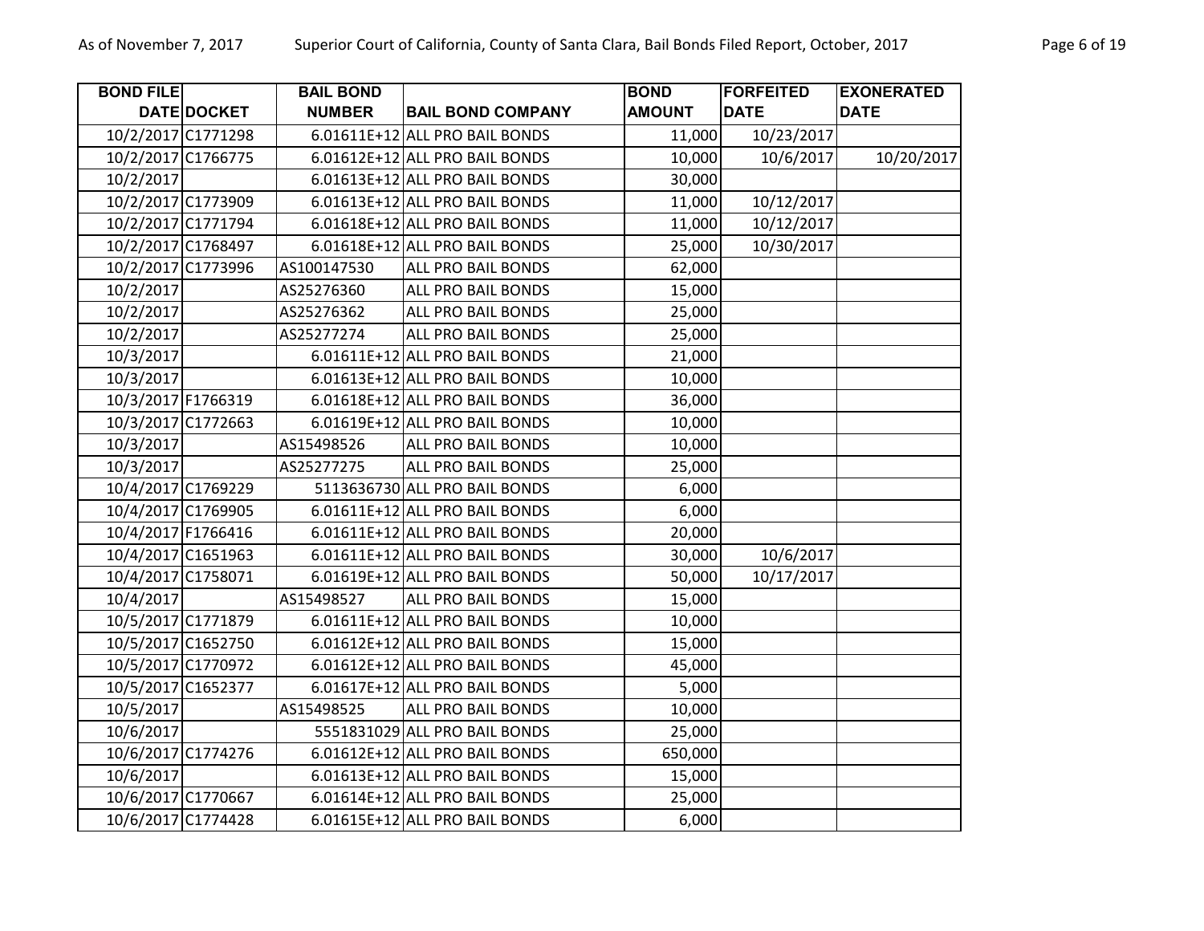| BOND FILE DATE | DOCKET | BAIL BOND NUMBER | BAIL BOND COMPANY | BOND AMOUNT | FORFEITED DATE | EXONERATED DATE |
|---|---|---|---|---|---|---|
| 10/2/2017 | C1771298 | 6.01611E+12 | ALL PRO BAIL BONDS | 11,000 | 10/23/2017 | |
| 10/2/2017 | C1766775 | 6.01612E+12 | ALL PRO BAIL BONDS | 10,000 | 10/6/2017 | 10/20/2017 |
| 10/2/2017 | | 6.01613E+12 | ALL PRO BAIL BONDS | 30,000 | | |
| 10/2/2017 | C1773909 | 6.01613E+12 | ALL PRO BAIL BONDS | 11,000 | 10/12/2017 | |
| 10/2/2017 | C1771794 | 6.01618E+12 | ALL PRO BAIL BONDS | 11,000 | 10/12/2017 | |
| 10/2/2017 | C1768497 | 6.01618E+12 | ALL PRO BAIL BONDS | 25,000 | 10/30/2017 | |
| 10/2/2017 | C1773996 | AS100147530 | ALL PRO BAIL BONDS | 62,000 | | |
| 10/2/2017 | | AS25276360 | ALL PRO BAIL BONDS | 15,000 | | |
| 10/2/2017 | | AS25276362 | ALL PRO BAIL BONDS | 25,000 | | |
| 10/2/2017 | | AS25277274 | ALL PRO BAIL BONDS | 25,000 | | |
| 10/3/2017 | | 6.01611E+12 | ALL PRO BAIL BONDS | 21,000 | | |
| 10/3/2017 | | 6.01613E+12 | ALL PRO BAIL BONDS | 10,000 | | |
| 10/3/2017 | F1766319 | 6.01618E+12 | ALL PRO BAIL BONDS | 36,000 | | |
| 10/3/2017 | C1772663 | 6.01619E+12 | ALL PRO BAIL BONDS | 10,000 | | |
| 10/3/2017 | | AS15498526 | ALL PRO BAIL BONDS | 10,000 | | |
| 10/3/2017 | | AS25277275 | ALL PRO BAIL BONDS | 25,000 | | |
| 10/4/2017 | C1769229 | 5113636730 | ALL PRO BAIL BONDS | 6,000 | | |
| 10/4/2017 | C1769905 | 6.01611E+12 | ALL PRO BAIL BONDS | 6,000 | | |
| 10/4/2017 | F1766416 | 6.01611E+12 | ALL PRO BAIL BONDS | 20,000 | | |
| 10/4/2017 | C1651963 | 6.01611E+12 | ALL PRO BAIL BONDS | 30,000 | 10/6/2017 | |
| 10/4/2017 | C1758071 | 6.01619E+12 | ALL PRO BAIL BONDS | 50,000 | 10/17/2017 | |
| 10/4/2017 | | AS15498527 | ALL PRO BAIL BONDS | 15,000 | | |
| 10/5/2017 | C1771879 | 6.01611E+12 | ALL PRO BAIL BONDS | 10,000 | | |
| 10/5/2017 | C1652750 | 6.01612E+12 | ALL PRO BAIL BONDS | 15,000 | | |
| 10/5/2017 | C1770972 | 6.01612E+12 | ALL PRO BAIL BONDS | 45,000 | | |
| 10/5/2017 | C1652377 | 6.01617E+12 | ALL PRO BAIL BONDS | 5,000 | | |
| 10/5/2017 | | AS15498525 | ALL PRO BAIL BONDS | 10,000 | | |
| 10/6/2017 | | 5551831029 | ALL PRO BAIL BONDS | 25,000 | | |
| 10/6/2017 | C1774276 | 6.01612E+12 | ALL PRO BAIL BONDS | 650,000 | | |
| 10/6/2017 | | 6.01613E+12 | ALL PRO BAIL BONDS | 15,000 | | |
| 10/6/2017 | C1770667 | 6.01614E+12 | ALL PRO BAIL BONDS | 25,000 | | |
| 10/6/2017 | C1774428 | 6.01615E+12 | ALL PRO BAIL BONDS | 6,000 | | |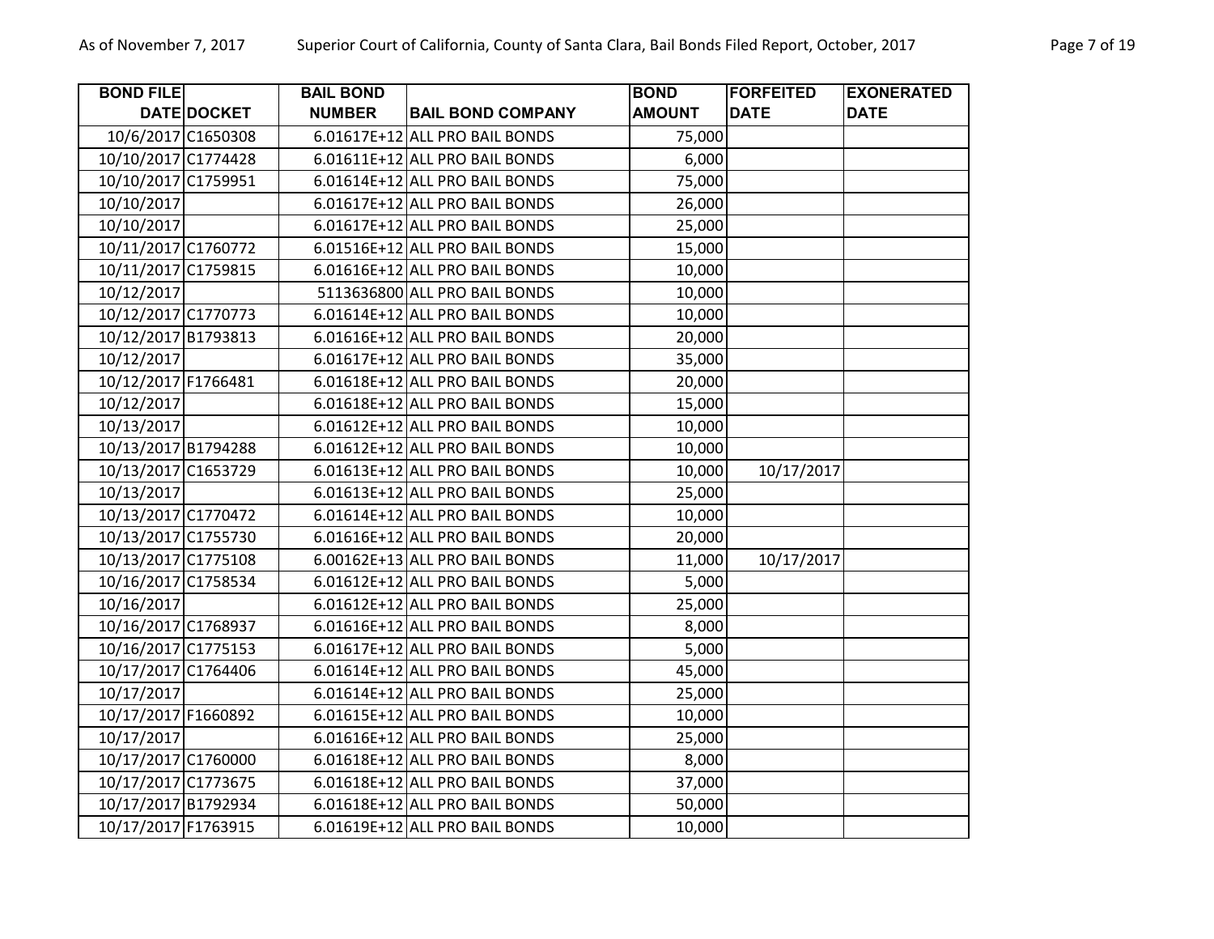| BOND FILE DATE | DOCKET | BAIL BOND NUMBER | BAIL BOND COMPANY | BOND AMOUNT | FORFEITED DATE | EXONERATED DATE |
|---|---|---|---|---|---|---|
| 10/6/2017 | C1650308 | 6.01617E+12 | ALL PRO BAIL BONDS | 75,000 | | |
| 10/10/2017 | C1774428 | 6.01611E+12 | ALL PRO BAIL BONDS | 6,000 | | |
| 10/10/2017 | C1759951 | 6.01614E+12 | ALL PRO BAIL BONDS | 75,000 | | |
| 10/10/2017 | | 6.01617E+12 | ALL PRO BAIL BONDS | 26,000 | | |
| 10/10/2017 | | 6.01617E+12 | ALL PRO BAIL BONDS | 25,000 | | |
| 10/11/2017 | C1760772 | 6.01516E+12 | ALL PRO BAIL BONDS | 15,000 | | |
| 10/11/2017 | C1759815 | 6.01616E+12 | ALL PRO BAIL BONDS | 10,000 | | |
| 10/12/2017 | | 5113636800 | ALL PRO BAIL BONDS | 10,000 | | |
| 10/12/2017 | C1770773 | 6.01614E+12 | ALL PRO BAIL BONDS | 10,000 | | |
| 10/12/2017 | B1793813 | 6.01616E+12 | ALL PRO BAIL BONDS | 20,000 | | |
| 10/12/2017 | | 6.01617E+12 | ALL PRO BAIL BONDS | 35,000 | | |
| 10/12/2017 | F1766481 | 6.01618E+12 | ALL PRO BAIL BONDS | 20,000 | | |
| 10/12/2017 | | 6.01618E+12 | ALL PRO BAIL BONDS | 15,000 | | |
| 10/13/2017 | | 6.01612E+12 | ALL PRO BAIL BONDS | 10,000 | | |
| 10/13/2017 | B1794288 | 6.01612E+12 | ALL PRO BAIL BONDS | 10,000 | | |
| 10/13/2017 | C1653729 | 6.01613E+12 | ALL PRO BAIL BONDS | 10,000 | 10/17/2017 | |
| 10/13/2017 | | 6.01613E+12 | ALL PRO BAIL BONDS | 25,000 | | |
| 10/13/2017 | C1770472 | 6.01614E+12 | ALL PRO BAIL BONDS | 10,000 | | |
| 10/13/2017 | C1755730 | 6.01616E+12 | ALL PRO BAIL BONDS | 20,000 | | |
| 10/13/2017 | C1775108 | 6.00162E+13 | ALL PRO BAIL BONDS | 11,000 | 10/17/2017 | |
| 10/16/2017 | C1758534 | 6.01612E+12 | ALL PRO BAIL BONDS | 5,000 | | |
| 10/16/2017 | | 6.01612E+12 | ALL PRO BAIL BONDS | 25,000 | | |
| 10/16/2017 | C1768937 | 6.01616E+12 | ALL PRO BAIL BONDS | 8,000 | | |
| 10/16/2017 | C1775153 | 6.01617E+12 | ALL PRO BAIL BONDS | 5,000 | | |
| 10/17/2017 | C1764406 | 6.01614E+12 | ALL PRO BAIL BONDS | 45,000 | | |
| 10/17/2017 | | 6.01614E+12 | ALL PRO BAIL BONDS | 25,000 | | |
| 10/17/2017 | F1660892 | 6.01615E+12 | ALL PRO BAIL BONDS | 10,000 | | |
| 10/17/2017 | | 6.01616E+12 | ALL PRO BAIL BONDS | 25,000 | | |
| 10/17/2017 | C1760000 | 6.01618E+12 | ALL PRO BAIL BONDS | 8,000 | | |
| 10/17/2017 | C1773675 | 6.01618E+12 | ALL PRO BAIL BONDS | 37,000 | | |
| 10/17/2017 | B1792934 | 6.01618E+12 | ALL PRO BAIL BONDS | 50,000 | | |
| 10/17/2017 | F1763915 | 6.01619E+12 | ALL PRO BAIL BONDS | 10,000 | | |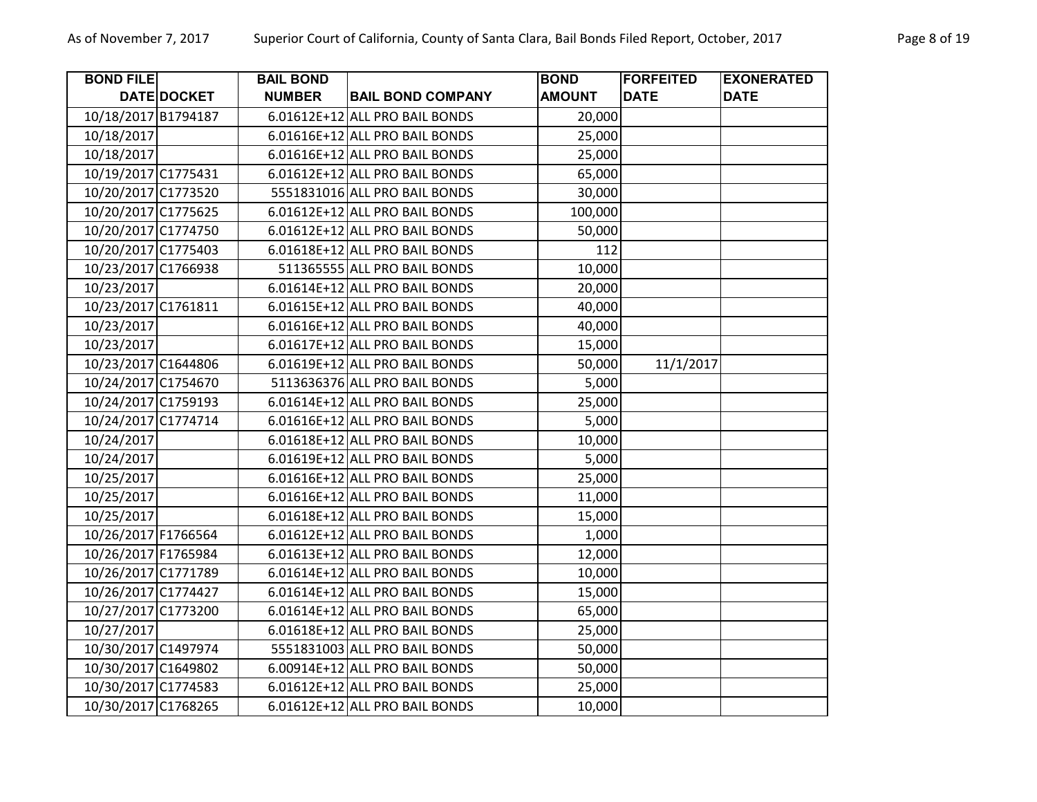| BOND FILE DATE | DOCKET | BAIL BOND NUMBER | BAIL BOND COMPANY | BOND AMOUNT | FORFEITED DATE | EXONERATED DATE |
|---|---|---|---|---|---|---|
| 10/18/2017 | B1794187 | 6.01612E+12 | ALL PRO BAIL BONDS | 20,000 | | |
| 10/18/2017 | | 6.01616E+12 | ALL PRO BAIL BONDS | 25,000 | | |
| 10/18/2017 | | 6.01616E+12 | ALL PRO BAIL BONDS | 25,000 | | |
| 10/19/2017 | C1775431 | 6.01612E+12 | ALL PRO BAIL BONDS | 65,000 | | |
| 10/20/2017 | C1773520 | 5551831016 | ALL PRO BAIL BONDS | 30,000 | | |
| 10/20/2017 | C1775625 | 6.01612E+12 | ALL PRO BAIL BONDS | 100,000 | | |
| 10/20/2017 | C1774750 | 6.01612E+12 | ALL PRO BAIL BONDS | 50,000 | | |
| 10/20/2017 | C1775403 | 6.01618E+12 | ALL PRO BAIL BONDS | 112 | | |
| 10/23/2017 | C1766938 | 511365555 | ALL PRO BAIL BONDS | 10,000 | | |
| 10/23/2017 | | 6.01614E+12 | ALL PRO BAIL BONDS | 20,000 | | |
| 10/23/2017 | C1761811 | 6.01615E+12 | ALL PRO BAIL BONDS | 40,000 | | |
| 10/23/2017 | | 6.01616E+12 | ALL PRO BAIL BONDS | 40,000 | | |
| 10/23/2017 | | 6.01617E+12 | ALL PRO BAIL BONDS | 15,000 | | |
| 10/23/2017 | C1644806 | 6.01619E+12 | ALL PRO BAIL BONDS | 50,000 | 11/1/2017 | |
| 10/24/2017 | C1754670 | 5113636376 | ALL PRO BAIL BONDS | 5,000 | | |
| 10/24/2017 | C1759193 | 6.01614E+12 | ALL PRO BAIL BONDS | 25,000 | | |
| 10/24/2017 | C1774714 | 6.01616E+12 | ALL PRO BAIL BONDS | 5,000 | | |
| 10/24/2017 | | 6.01618E+12 | ALL PRO BAIL BONDS | 10,000 | | |
| 10/24/2017 | | 6.01619E+12 | ALL PRO BAIL BONDS | 5,000 | | |
| 10/25/2017 | | 6.01616E+12 | ALL PRO BAIL BONDS | 25,000 | | |
| 10/25/2017 | | 6.01616E+12 | ALL PRO BAIL BONDS | 11,000 | | |
| 10/25/2017 | | 6.01618E+12 | ALL PRO BAIL BONDS | 15,000 | | |
| 10/26/2017 | F1766564 | 6.01612E+12 | ALL PRO BAIL BONDS | 1,000 | | |
| 10/26/2017 | F1765984 | 6.01613E+12 | ALL PRO BAIL BONDS | 12,000 | | |
| 10/26/2017 | C1771789 | 6.01614E+12 | ALL PRO BAIL BONDS | 10,000 | | |
| 10/26/2017 | C1774427 | 6.01614E+12 | ALL PRO BAIL BONDS | 15,000 | | |
| 10/27/2017 | C1773200 | 6.01614E+12 | ALL PRO BAIL BONDS | 65,000 | | |
| 10/27/2017 | | 6.01618E+12 | ALL PRO BAIL BONDS | 25,000 | | |
| 10/30/2017 | C1497974 | 5551831003 | ALL PRO BAIL BONDS | 50,000 | | |
| 10/30/2017 | C1649802 | 6.00914E+12 | ALL PRO BAIL BONDS | 50,000 | | |
| 10/30/2017 | C1774583 | 6.01612E+12 | ALL PRO BAIL BONDS | 25,000 | | |
| 10/30/2017 | C1768265 | 6.01612E+12 | ALL PRO BAIL BONDS | 10,000 | | |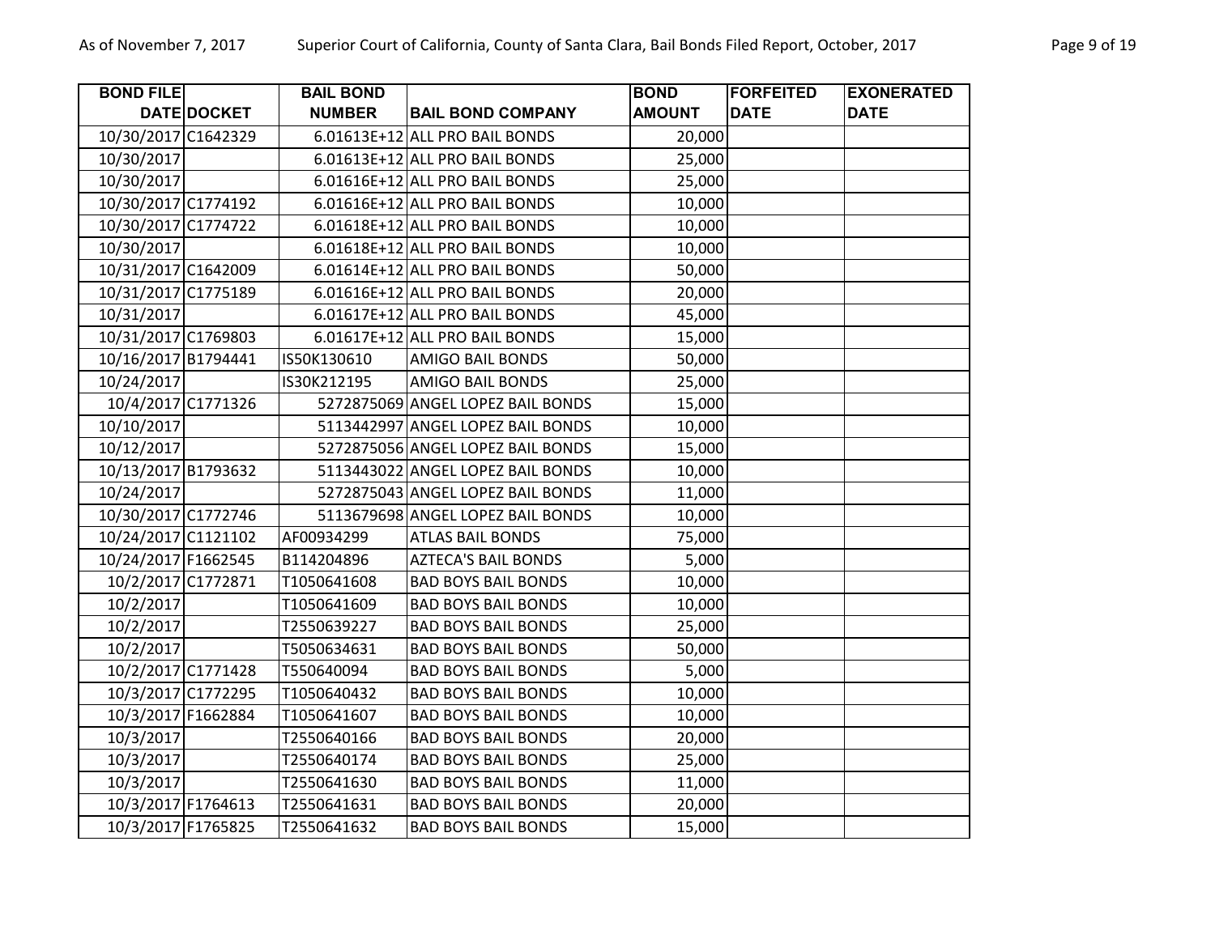| BOND FILE DATE | DOCKET | BAIL BOND NUMBER | BAIL BOND COMPANY | BOND AMOUNT | FORFEITED DATE | EXONERATED DATE |
|---|---|---|---|---|---|---|
| 10/30/2017 | C1642329 | 6.01613E+12 | ALL PRO BAIL BONDS | 20,000 | | |
| 10/30/2017 | | 6.01613E+12 | ALL PRO BAIL BONDS | 25,000 | | |
| 10/30/2017 | | 6.01616E+12 | ALL PRO BAIL BONDS | 25,000 | | |
| 10/30/2017 | C1774192 | 6.01616E+12 | ALL PRO BAIL BONDS | 10,000 | | |
| 10/30/2017 | C1774722 | 6.01618E+12 | ALL PRO BAIL BONDS | 10,000 | | |
| 10/30/2017 | | 6.01618E+12 | ALL PRO BAIL BONDS | 10,000 | | |
| 10/31/2017 | C1642009 | 6.01614E+12 | ALL PRO BAIL BONDS | 50,000 | | |
| 10/31/2017 | C1775189 | 6.01616E+12 | ALL PRO BAIL BONDS | 20,000 | | |
| 10/31/2017 | | 6.01617E+12 | ALL PRO BAIL BONDS | 45,000 | | |
| 10/31/2017 | C1769803 | 6.01617E+12 | ALL PRO BAIL BONDS | 15,000 | | |
| 10/16/2017 | B1794441 | IS50K130610 | AMIGO BAIL BONDS | 50,000 | | |
| 10/24/2017 | | IS30K212195 | AMIGO BAIL BONDS | 25,000 | | |
| 10/4/2017 | C1771326 | 5272875069 | ANGEL LOPEZ BAIL BONDS | 15,000 | | |
| 10/10/2017 | | 5113442997 | ANGEL LOPEZ BAIL BONDS | 10,000 | | |
| 10/12/2017 | | 5272875056 | ANGEL LOPEZ BAIL BONDS | 15,000 | | |
| 10/13/2017 | B1793632 | 5113443022 | ANGEL LOPEZ BAIL BONDS | 10,000 | | |
| 10/24/2017 | | 5272875043 | ANGEL LOPEZ BAIL BONDS | 11,000 | | |
| 10/30/2017 | C1772746 | 5113679698 | ANGEL LOPEZ BAIL BONDS | 10,000 | | |
| 10/24/2017 | C1121102 | AF00934299 | ATLAS BAIL BONDS | 75,000 | | |
| 10/24/2017 | F1662545 | B114204896 | AZTECA'S BAIL BONDS | 5,000 | | |
| 10/2/2017 | C1772871 | T1050641608 | BAD BOYS BAIL BONDS | 10,000 | | |
| 10/2/2017 | | T1050641609 | BAD BOYS BAIL BONDS | 10,000 | | |
| 10/2/2017 | | T2550639227 | BAD BOYS BAIL BONDS | 25,000 | | |
| 10/2/2017 | | T5050634631 | BAD BOYS BAIL BONDS | 50,000 | | |
| 10/2/2017 | C1771428 | T550640094 | BAD BOYS BAIL BONDS | 5,000 | | |
| 10/3/2017 | C1772295 | T1050640432 | BAD BOYS BAIL BONDS | 10,000 | | |
| 10/3/2017 | F1662884 | T1050641607 | BAD BOYS BAIL BONDS | 10,000 | | |
| 10/3/2017 | | T2550640166 | BAD BOYS BAIL BONDS | 20,000 | | |
| 10/3/2017 | | T2550640174 | BAD BOYS BAIL BONDS | 25,000 | | |
| 10/3/2017 | | T2550641630 | BAD BOYS BAIL BONDS | 11,000 | | |
| 10/3/2017 | F1764613 | T2550641631 | BAD BOYS BAIL BONDS | 20,000 | | |
| 10/3/2017 | F1765825 | T2550641632 | BAD BOYS BAIL BONDS | 15,000 | | |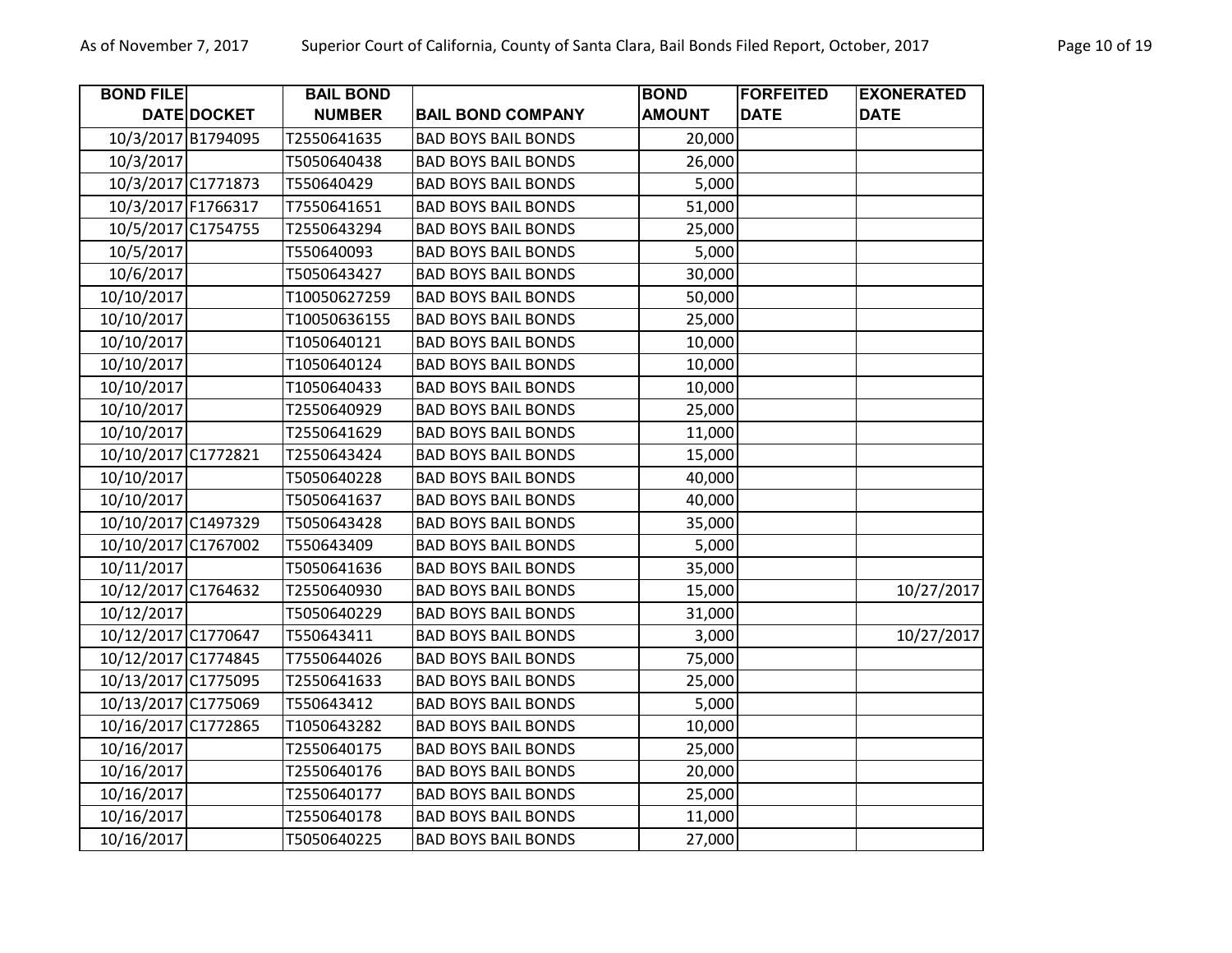| BOND FILE DATE | DOCKET | BAIL BOND NUMBER | BAIL BOND COMPANY | BOND AMOUNT | FORFEITED DATE | EXONERATED DATE |
|---|---|---|---|---|---|---|
| 10/3/2017 | B1794095 | T2550641635 | BAD BOYS BAIL BONDS | 20,000 | | |
| 10/3/2017 | | T5050640438 | BAD BOYS BAIL BONDS | 26,000 | | |
| 10/3/2017 | C1771873 | T550640429 | BAD BOYS BAIL BONDS | 5,000 | | |
| 10/3/2017 | F1766317 | T7550641651 | BAD BOYS BAIL BONDS | 51,000 | | |
| 10/5/2017 | C1754755 | T2550643294 | BAD BOYS BAIL BONDS | 25,000 | | |
| 10/5/2017 | | T550640093 | BAD BOYS BAIL BONDS | 5,000 | | |
| 10/6/2017 | | T5050643427 | BAD BOYS BAIL BONDS | 30,000 | | |
| 10/10/2017 | | T10050627259 | BAD BOYS BAIL BONDS | 50,000 | | |
| 10/10/2017 | | T10050636155 | BAD BOYS BAIL BONDS | 25,000 | | |
| 10/10/2017 | | T1050640121 | BAD BOYS BAIL BONDS | 10,000 | | |
| 10/10/2017 | | T1050640124 | BAD BOYS BAIL BONDS | 10,000 | | |
| 10/10/2017 | | T1050640433 | BAD BOYS BAIL BONDS | 10,000 | | |
| 10/10/2017 | | T2550640929 | BAD BOYS BAIL BONDS | 25,000 | | |
| 10/10/2017 | | T2550641629 | BAD BOYS BAIL BONDS | 11,000 | | |
| 10/10/2017 | C1772821 | T2550643424 | BAD BOYS BAIL BONDS | 15,000 | | |
| 10/10/2017 | | T5050640228 | BAD BOYS BAIL BONDS | 40,000 | | |
| 10/10/2017 | | T5050641637 | BAD BOYS BAIL BONDS | 40,000 | | |
| 10/10/2017 | C1497329 | T5050643428 | BAD BOYS BAIL BONDS | 35,000 | | |
| 10/10/2017 | C1767002 | T550643409 | BAD BOYS BAIL BONDS | 5,000 | | |
| 10/11/2017 | | T5050641636 | BAD BOYS BAIL BONDS | 35,000 | | |
| 10/12/2017 | C1764632 | T2550640930 | BAD BOYS BAIL BONDS | 15,000 | | 10/27/2017 |
| 10/12/2017 | | T5050640229 | BAD BOYS BAIL BONDS | 31,000 | | |
| 10/12/2017 | C1770647 | T550643411 | BAD BOYS BAIL BONDS | 3,000 | | 10/27/2017 |
| 10/12/2017 | C1774845 | T7550644026 | BAD BOYS BAIL BONDS | 75,000 | | |
| 10/13/2017 | C1775095 | T2550641633 | BAD BOYS BAIL BONDS | 25,000 | | |
| 10/13/2017 | C1775069 | T550643412 | BAD BOYS BAIL BONDS | 5,000 | | |
| 10/16/2017 | C1772865 | T1050643282 | BAD BOYS BAIL BONDS | 10,000 | | |
| 10/16/2017 | | T2550640175 | BAD BOYS BAIL BONDS | 25,000 | | |
| 10/16/2017 | | T2550640176 | BAD BOYS BAIL BONDS | 20,000 | | |
| 10/16/2017 | | T2550640177 | BAD BOYS BAIL BONDS | 25,000 | | |
| 10/16/2017 | | T2550640178 | BAD BOYS BAIL BONDS | 11,000 | | |
| 10/16/2017 | | T5050640225 | BAD BOYS BAIL BONDS | 27,000 | | |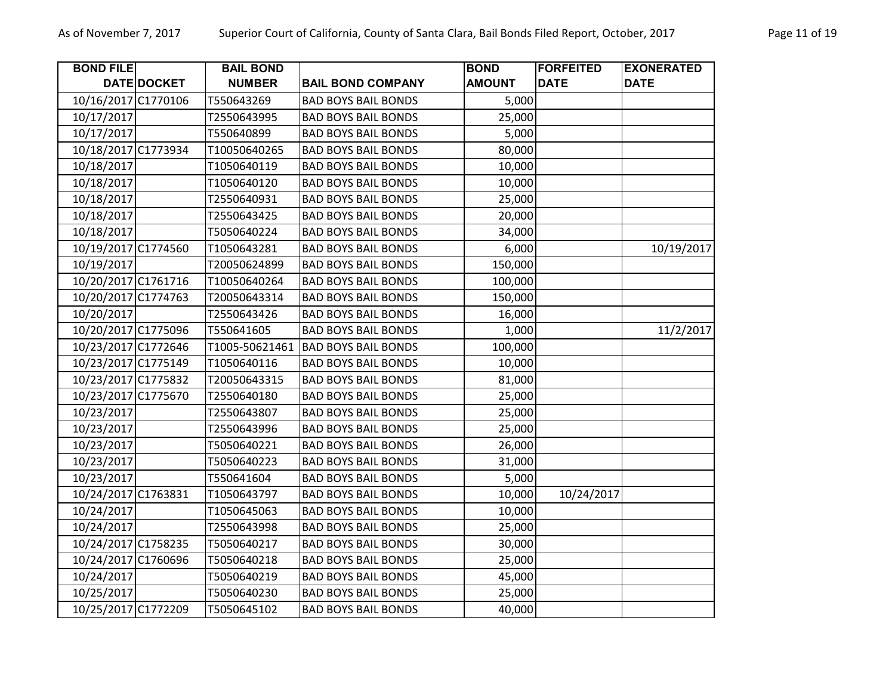| BOND FILE DATE | DOCKET | BAIL BOND NUMBER | BAIL BOND COMPANY | BOND AMOUNT | FORFEITED DATE | EXONERATED DATE |
|---|---|---|---|---|---|---|
| 10/16/2017 | C1770106 | T550643269 | BAD BOYS BAIL BONDS | 5,000 | | |
| 10/17/2017 | | T2550643995 | BAD BOYS BAIL BONDS | 25,000 | | |
| 10/17/2017 | | T550640899 | BAD BOYS BAIL BONDS | 5,000 | | |
| 10/18/2017 | C1773934 | T10050640265 | BAD BOYS BAIL BONDS | 80,000 | | |
| 10/18/2017 | | T1050640119 | BAD BOYS BAIL BONDS | 10,000 | | |
| 10/18/2017 | | T1050640120 | BAD BOYS BAIL BONDS | 10,000 | | |
| 10/18/2017 | | T2550640931 | BAD BOYS BAIL BONDS | 25,000 | | |
| 10/18/2017 | | T2550643425 | BAD BOYS BAIL BONDS | 20,000 | | |
| 10/18/2017 | | T5050640224 | BAD BOYS BAIL BONDS | 34,000 | | |
| 10/19/2017 | C1774560 | T1050643281 | BAD BOYS BAIL BONDS | 6,000 | | 10/19/2017 |
| 10/19/2017 | | T20050624899 | BAD BOYS BAIL BONDS | 150,000 | | |
| 10/20/2017 | C1761716 | T10050640264 | BAD BOYS BAIL BONDS | 100,000 | | |
| 10/20/2017 | C1774763 | T20050643314 | BAD BOYS BAIL BONDS | 150,000 | | |
| 10/20/2017 | | T2550643426 | BAD BOYS BAIL BONDS | 16,000 | | |
| 10/20/2017 | C1775096 | T550641605 | BAD BOYS BAIL BONDS | 1,000 | | 11/2/2017 |
| 10/23/2017 | C1772646 | T1005-50621461 | BAD BOYS BAIL BONDS | 100,000 | | |
| 10/23/2017 | C1775149 | T1050640116 | BAD BOYS BAIL BONDS | 10,000 | | |
| 10/23/2017 | C1775832 | T20050643315 | BAD BOYS BAIL BONDS | 81,000 | | |
| 10/23/2017 | C1775670 | T2550640180 | BAD BOYS BAIL BONDS | 25,000 | | |
| 10/23/2017 | | T2550643807 | BAD BOYS BAIL BONDS | 25,000 | | |
| 10/23/2017 | | T2550643996 | BAD BOYS BAIL BONDS | 25,000 | | |
| 10/23/2017 | | T5050640221 | BAD BOYS BAIL BONDS | 26,000 | | |
| 10/23/2017 | | T5050640223 | BAD BOYS BAIL BONDS | 31,000 | | |
| 10/23/2017 | | T550641604 | BAD BOYS BAIL BONDS | 5,000 | | |
| 10/24/2017 | C1763831 | T1050643797 | BAD BOYS BAIL BONDS | 10,000 | 10/24/2017 | |
| 10/24/2017 | | T1050645063 | BAD BOYS BAIL BONDS | 10,000 | | |
| 10/24/2017 | | T2550643998 | BAD BOYS BAIL BONDS | 25,000 | | |
| 10/24/2017 | C1758235 | T5050640217 | BAD BOYS BAIL BONDS | 30,000 | | |
| 10/24/2017 | C1760696 | T5050640218 | BAD BOYS BAIL BONDS | 25,000 | | |
| 10/24/2017 | | T5050640219 | BAD BOYS BAIL BONDS | 45,000 | | |
| 10/25/2017 | | T5050640230 | BAD BOYS BAIL BONDS | 25,000 | | |
| 10/25/2017 | C1772209 | T5050645102 | BAD BOYS BAIL BONDS | 40,000 | | |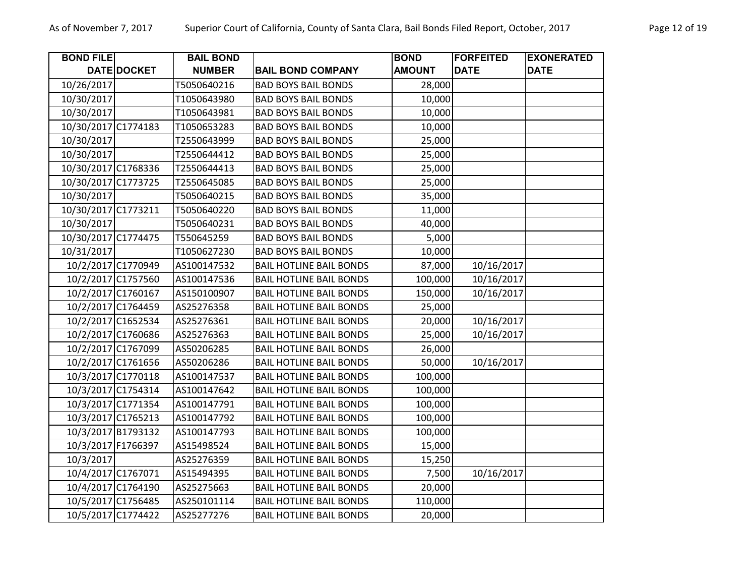| BOND FILE DATE | DOCKET | BAIL BOND NUMBER | BAIL BOND COMPANY | BOND AMOUNT | FORFEITED DATE | EXONERATED DATE |
|---|---|---|---|---|---|---|
| 10/26/2017 | | T5050640216 | BAD BOYS BAIL BONDS | 28,000 | | |
| 10/30/2017 | | T1050643980 | BAD BOYS BAIL BONDS | 10,000 | | |
| 10/30/2017 | | T1050643981 | BAD BOYS BAIL BONDS | 10,000 | | |
| 10/30/2017 | C1774183 | T1050653283 | BAD BOYS BAIL BONDS | 10,000 | | |
| 10/30/2017 | | T2550643999 | BAD BOYS BAIL BONDS | 25,000 | | |
| 10/30/2017 | | T2550644412 | BAD BOYS BAIL BONDS | 25,000 | | |
| 10/30/2017 | C1768336 | T2550644413 | BAD BOYS BAIL BONDS | 25,000 | | |
| 10/30/2017 | C1773725 | T2550645085 | BAD BOYS BAIL BONDS | 25,000 | | |
| 10/30/2017 | | T5050640215 | BAD BOYS BAIL BONDS | 35,000 | | |
| 10/30/2017 | C1773211 | T5050640220 | BAD BOYS BAIL BONDS | 11,000 | | |
| 10/30/2017 | | T5050640231 | BAD BOYS BAIL BONDS | 40,000 | | |
| 10/30/2017 | C1774475 | T550645259 | BAD BOYS BAIL BONDS | 5,000 | | |
| 10/31/2017 | | T1050627230 | BAD BOYS BAIL BONDS | 10,000 | | |
| 10/2/2017 | C1770949 | AS100147532 | BAIL HOTLINE BAIL BONDS | 87,000 | 10/16/2017 | |
| 10/2/2017 | C1757560 | AS100147536 | BAIL HOTLINE BAIL BONDS | 100,000 | 10/16/2017 | |
| 10/2/2017 | C1760167 | AS150100907 | BAIL HOTLINE BAIL BONDS | 150,000 | 10/16/2017 | |
| 10/2/2017 | C1764459 | AS25276358 | BAIL HOTLINE BAIL BONDS | 25,000 | | |
| 10/2/2017 | C1652534 | AS25276361 | BAIL HOTLINE BAIL BONDS | 20,000 | 10/16/2017 | |
| 10/2/2017 | C1760686 | AS25276363 | BAIL HOTLINE BAIL BONDS | 25,000 | 10/16/2017 | |
| 10/2/2017 | C1767099 | AS50206285 | BAIL HOTLINE BAIL BONDS | 26,000 | | |
| 10/2/2017 | C1761656 | AS50206286 | BAIL HOTLINE BAIL BONDS | 50,000 | 10/16/2017 | |
| 10/3/2017 | C1770118 | AS100147537 | BAIL HOTLINE BAIL BONDS | 100,000 | | |
| 10/3/2017 | C1754314 | AS100147642 | BAIL HOTLINE BAIL BONDS | 100,000 | | |
| 10/3/2017 | C1771354 | AS100147791 | BAIL HOTLINE BAIL BONDS | 100,000 | | |
| 10/3/2017 | C1765213 | AS100147792 | BAIL HOTLINE BAIL BONDS | 100,000 | | |
| 10/3/2017 | B1793132 | AS100147793 | BAIL HOTLINE BAIL BONDS | 100,000 | | |
| 10/3/2017 | F1766397 | AS15498524 | BAIL HOTLINE BAIL BONDS | 15,000 | | |
| 10/3/2017 | | AS25276359 | BAIL HOTLINE BAIL BONDS | 15,250 | | |
| 10/4/2017 | C1767071 | AS15494395 | BAIL HOTLINE BAIL BONDS | 7,500 | 10/16/2017 | |
| 10/4/2017 | C1764190 | AS25275663 | BAIL HOTLINE BAIL BONDS | 20,000 | | |
| 10/5/2017 | C1756485 | AS250101114 | BAIL HOTLINE BAIL BONDS | 110,000 | | |
| 10/5/2017 | C1774422 | AS25277276 | BAIL HOTLINE BAIL BONDS | 20,000 | | |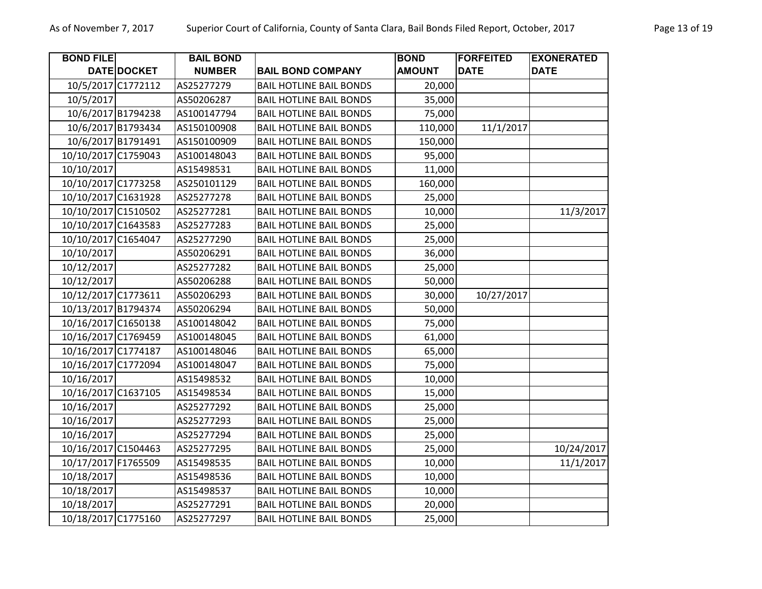| BOND FILE DATE | DOCKET | BAIL BOND NUMBER | BAIL BOND COMPANY | BOND AMOUNT | FORFEITED DATE | EXONERATED DATE |
|---|---|---|---|---|---|---|
| 10/5/2017 | C1772112 | AS25277279 | BAIL HOTLINE BAIL BONDS | 20,000 | | |
| 10/5/2017 | | AS50206287 | BAIL HOTLINE BAIL BONDS | 35,000 | | |
| 10/6/2017 | B1794238 | AS100147794 | BAIL HOTLINE BAIL BONDS | 75,000 | | |
| 10/6/2017 | B1793434 | AS150100908 | BAIL HOTLINE BAIL BONDS | 110,000 | 11/1/2017 | |
| 10/6/2017 | B1791491 | AS150100909 | BAIL HOTLINE BAIL BONDS | 150,000 | | |
| 10/10/2017 | C1759043 | AS100148043 | BAIL HOTLINE BAIL BONDS | 95,000 | | |
| 10/10/2017 | | AS15498531 | BAIL HOTLINE BAIL BONDS | 11,000 | | |
| 10/10/2017 | C1773258 | AS250101129 | BAIL HOTLINE BAIL BONDS | 160,000 | | |
| 10/10/2017 | C1631928 | AS25277278 | BAIL HOTLINE BAIL BONDS | 25,000 | | |
| 10/10/2017 | C1510502 | AS25277281 | BAIL HOTLINE BAIL BONDS | 10,000 | | 11/3/2017 |
| 10/10/2017 | C1643583 | AS25277283 | BAIL HOTLINE BAIL BONDS | 25,000 | | |
| 10/10/2017 | C1654047 | AS25277290 | BAIL HOTLINE BAIL BONDS | 25,000 | | |
| 10/10/2017 | | AS50206291 | BAIL HOTLINE BAIL BONDS | 36,000 | | |
| 10/12/2017 | | AS25277282 | BAIL HOTLINE BAIL BONDS | 25,000 | | |
| 10/12/2017 | | AS50206288 | BAIL HOTLINE BAIL BONDS | 50,000 | | |
| 10/12/2017 | C1773611 | AS50206293 | BAIL HOTLINE BAIL BONDS | 30,000 | 10/27/2017 | |
| 10/13/2017 | B1794374 | AS50206294 | BAIL HOTLINE BAIL BONDS | 50,000 | | |
| 10/16/2017 | C1650138 | AS100148042 | BAIL HOTLINE BAIL BONDS | 75,000 | | |
| 10/16/2017 | C1769459 | AS100148045 | BAIL HOTLINE BAIL BONDS | 61,000 | | |
| 10/16/2017 | C1774187 | AS100148046 | BAIL HOTLINE BAIL BONDS | 65,000 | | |
| 10/16/2017 | C1772094 | AS100148047 | BAIL HOTLINE BAIL BONDS | 75,000 | | |
| 10/16/2017 | | AS15498532 | BAIL HOTLINE BAIL BONDS | 10,000 | | |
| 10/16/2017 | C1637105 | AS15498534 | BAIL HOTLINE BAIL BONDS | 15,000 | | |
| 10/16/2017 | | AS25277292 | BAIL HOTLINE BAIL BONDS | 25,000 | | |
| 10/16/2017 | | AS25277293 | BAIL HOTLINE BAIL BONDS | 25,000 | | |
| 10/16/2017 | | AS25277294 | BAIL HOTLINE BAIL BONDS | 25,000 | | |
| 10/16/2017 | C1504463 | AS25277295 | BAIL HOTLINE BAIL BONDS | 25,000 | | 10/24/2017 |
| 10/17/2017 | F1765509 | AS15498535 | BAIL HOTLINE BAIL BONDS | 10,000 | | 11/1/2017 |
| 10/18/2017 | | AS15498536 | BAIL HOTLINE BAIL BONDS | 10,000 | | |
| 10/18/2017 | | AS15498537 | BAIL HOTLINE BAIL BONDS | 10,000 | | |
| 10/18/2017 | | AS25277291 | BAIL HOTLINE BAIL BONDS | 20,000 | | |
| 10/18/2017 | C1775160 | AS25277297 | BAIL HOTLINE BAIL BONDS | 25,000 | | |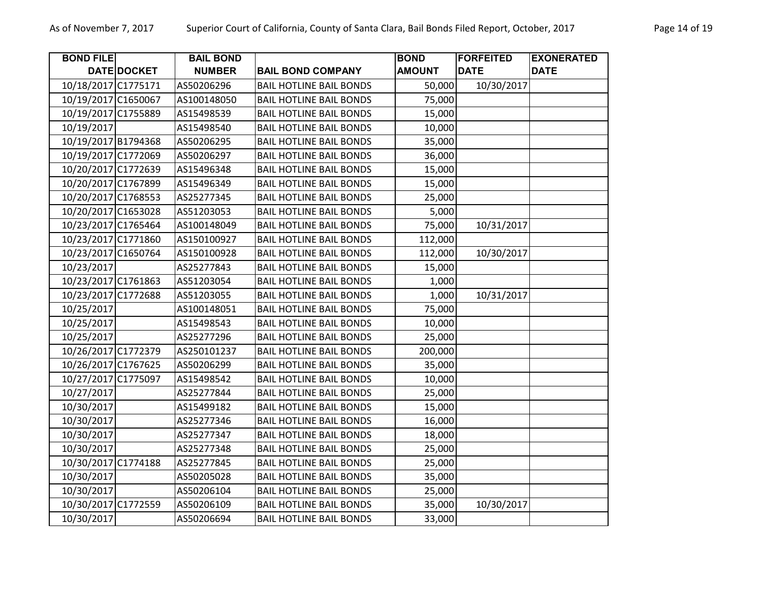| BOND FILE DATE | DOCKET | BAIL BOND NUMBER | BAIL BOND COMPANY | BOND AMOUNT | FORFEITED DATE | EXONERATED DATE |
|---|---|---|---|---|---|---|
| 10/18/2017 | C1775171 | AS50206296 | BAIL HOTLINE BAIL BONDS | 50,000 | 10/30/2017 | |
| 10/19/2017 | C1650067 | AS100148050 | BAIL HOTLINE BAIL BONDS | 75,000 | | |
| 10/19/2017 | C1755889 | AS15498539 | BAIL HOTLINE BAIL BONDS | 15,000 | | |
| 10/19/2017 | | AS15498540 | BAIL HOTLINE BAIL BONDS | 10,000 | | |
| 10/19/2017 | B1794368 | AS50206295 | BAIL HOTLINE BAIL BONDS | 35,000 | | |
| 10/19/2017 | C1772069 | AS50206297 | BAIL HOTLINE BAIL BONDS | 36,000 | | |
| 10/20/2017 | C1772639 | AS15496348 | BAIL HOTLINE BAIL BONDS | 15,000 | | |
| 10/20/2017 | C1767899 | AS15496349 | BAIL HOTLINE BAIL BONDS | 15,000 | | |
| 10/20/2017 | C1768553 | AS25277345 | BAIL HOTLINE BAIL BONDS | 25,000 | | |
| 10/20/2017 | C1653028 | AS51203053 | BAIL HOTLINE BAIL BONDS | 5,000 | | |
| 10/23/2017 | C1765464 | AS100148049 | BAIL HOTLINE BAIL BONDS | 75,000 | 10/31/2017 | |
| 10/23/2017 | C1771860 | AS150100927 | BAIL HOTLINE BAIL BONDS | 112,000 | | |
| 10/23/2017 | C1650764 | AS150100928 | BAIL HOTLINE BAIL BONDS | 112,000 | 10/30/2017 | |
| 10/23/2017 | | AS25277843 | BAIL HOTLINE BAIL BONDS | 15,000 | | |
| 10/23/2017 | C1761863 | AS51203054 | BAIL HOTLINE BAIL BONDS | 1,000 | | |
| 10/23/2017 | C1772688 | AS51203055 | BAIL HOTLINE BAIL BONDS | 1,000 | 10/31/2017 | |
| 10/25/2017 | | AS100148051 | BAIL HOTLINE BAIL BONDS | 75,000 | | |
| 10/25/2017 | | AS15498543 | BAIL HOTLINE BAIL BONDS | 10,000 | | |
| 10/25/2017 | | AS25277296 | BAIL HOTLINE BAIL BONDS | 25,000 | | |
| 10/26/2017 | C1772379 | AS250101237 | BAIL HOTLINE BAIL BONDS | 200,000 | | |
| 10/26/2017 | C1767625 | AS50206299 | BAIL HOTLINE BAIL BONDS | 35,000 | | |
| 10/27/2017 | C1775097 | AS15498542 | BAIL HOTLINE BAIL BONDS | 10,000 | | |
| 10/27/2017 | | AS25277844 | BAIL HOTLINE BAIL BONDS | 25,000 | | |
| 10/30/2017 | | AS15499182 | BAIL HOTLINE BAIL BONDS | 15,000 | | |
| 10/30/2017 | | AS25277346 | BAIL HOTLINE BAIL BONDS | 16,000 | | |
| 10/30/2017 | | AS25277347 | BAIL HOTLINE BAIL BONDS | 18,000 | | |
| 10/30/2017 | | AS25277348 | BAIL HOTLINE BAIL BONDS | 25,000 | | |
| 10/30/2017 | C1774188 | AS25277845 | BAIL HOTLINE BAIL BONDS | 25,000 | | |
| 10/30/2017 | | AS50205028 | BAIL HOTLINE BAIL BONDS | 35,000 | | |
| 10/30/2017 | | AS50206104 | BAIL HOTLINE BAIL BONDS | 25,000 | | |
| 10/30/2017 | C1772559 | AS50206109 | BAIL HOTLINE BAIL BONDS | 35,000 | 10/30/2017 | |
| 10/30/2017 | | AS50206694 | BAIL HOTLINE BAIL BONDS | 33,000 | | |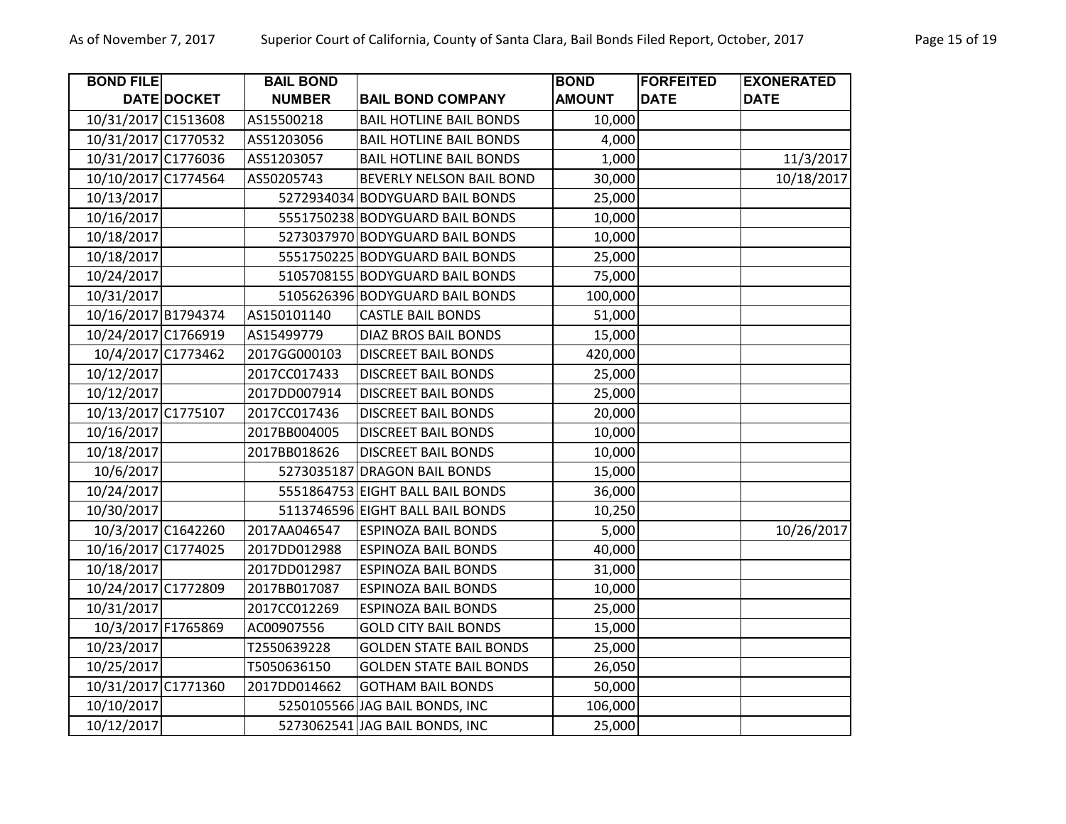| BOND FILE DATE | DOCKET | BAIL BOND NUMBER | BAIL BOND COMPANY | BOND AMOUNT | FORFEITED DATE | EXONERATED DATE |
|---|---|---|---|---|---|---|
| 10/31/2017 | C1513608 | AS15500218 | BAIL HOTLINE BAIL BONDS | 10,000 | | |
| 10/31/2017 | C1770532 | AS51203056 | BAIL HOTLINE BAIL BONDS | 4,000 | | |
| 10/31/2017 | C1776036 | AS51203057 | BAIL HOTLINE BAIL BONDS | 1,000 | | 11/3/2017 |
| 10/10/2017 | C1774564 | AS50205743 | BEVERLY NELSON BAIL BOND | 30,000 | | 10/18/2017 |
| 10/13/2017 | | 5272934034 | BODYGUARD BAIL BONDS | 25,000 | | |
| 10/16/2017 | | 5551750238 | BODYGUARD BAIL BONDS | 10,000 | | |
| 10/18/2017 | | 5273037970 | BODYGUARD BAIL BONDS | 10,000 | | |
| 10/18/2017 | | 5551750225 | BODYGUARD BAIL BONDS | 25,000 | | |
| 10/24/2017 | | 5105708155 | BODYGUARD BAIL BONDS | 75,000 | | |
| 10/31/2017 | | 5105626396 | BODYGUARD BAIL BONDS | 100,000 | | |
| 10/16/2017 | B1794374 | AS150101140 | CASTLE BAIL BONDS | 51,000 | | |
| 10/24/2017 | C1766919 | AS15499779 | DIAZ BROS BAIL BONDS | 15,000 | | |
| 10/4/2017 | C1773462 | 2017GG000103 | DISCREET BAIL BONDS | 420,000 | | |
| 10/12/2017 | | 2017CC017433 | DISCREET BAIL BONDS | 25,000 | | |
| 10/12/2017 | | 2017DD007914 | DISCREET BAIL BONDS | 25,000 | | |
| 10/13/2017 | C1775107 | 2017CC017436 | DISCREET BAIL BONDS | 20,000 | | |
| 10/16/2017 | | 2017BB004005 | DISCREET BAIL BONDS | 10,000 | | |
| 10/18/2017 | | 2017BB018626 | DISCREET BAIL BONDS | 10,000 | | |
| 10/6/2017 | | 5273035187 | DRAGON BAIL BONDS | 15,000 | | |
| 10/24/2017 | | 5551864753 | EIGHT BALL BAIL BONDS | 36,000 | | |
| 10/30/2017 | | 5113746596 | EIGHT BALL BAIL BONDS | 10,250 | | |
| 10/3/2017 | C1642260 | 2017AA046547 | ESPINOZA BAIL BONDS | 5,000 | | 10/26/2017 |
| 10/16/2017 | C1774025 | 2017DD012988 | ESPINOZA BAIL BONDS | 40,000 | | |
| 10/18/2017 | | 2017DD012987 | ESPINOZA BAIL BONDS | 31,000 | | |
| 10/24/2017 | C1772809 | 2017BB017087 | ESPINOZA BAIL BONDS | 10,000 | | |
| 10/31/2017 | | 2017CC012269 | ESPINOZA BAIL BONDS | 25,000 | | |
| 10/3/2017 | F1765869 | AC00907556 | GOLD CITY BAIL BONDS | 15,000 | | |
| 10/23/2017 | | T2550639228 | GOLDEN STATE BAIL BONDS | 25,000 | | |
| 10/25/2017 | | T5050636150 | GOLDEN STATE BAIL BONDS | 26,050 | | |
| 10/31/2017 | C1771360 | 2017DD014662 | GOTHAM BAIL BONDS | 50,000 | | |
| 10/10/2017 | | 5250105566 | JAG BAIL BONDS, INC | 106,000 | | |
| 10/12/2017 | | 5273062541 | JAG BAIL BONDS, INC | 25,000 | | |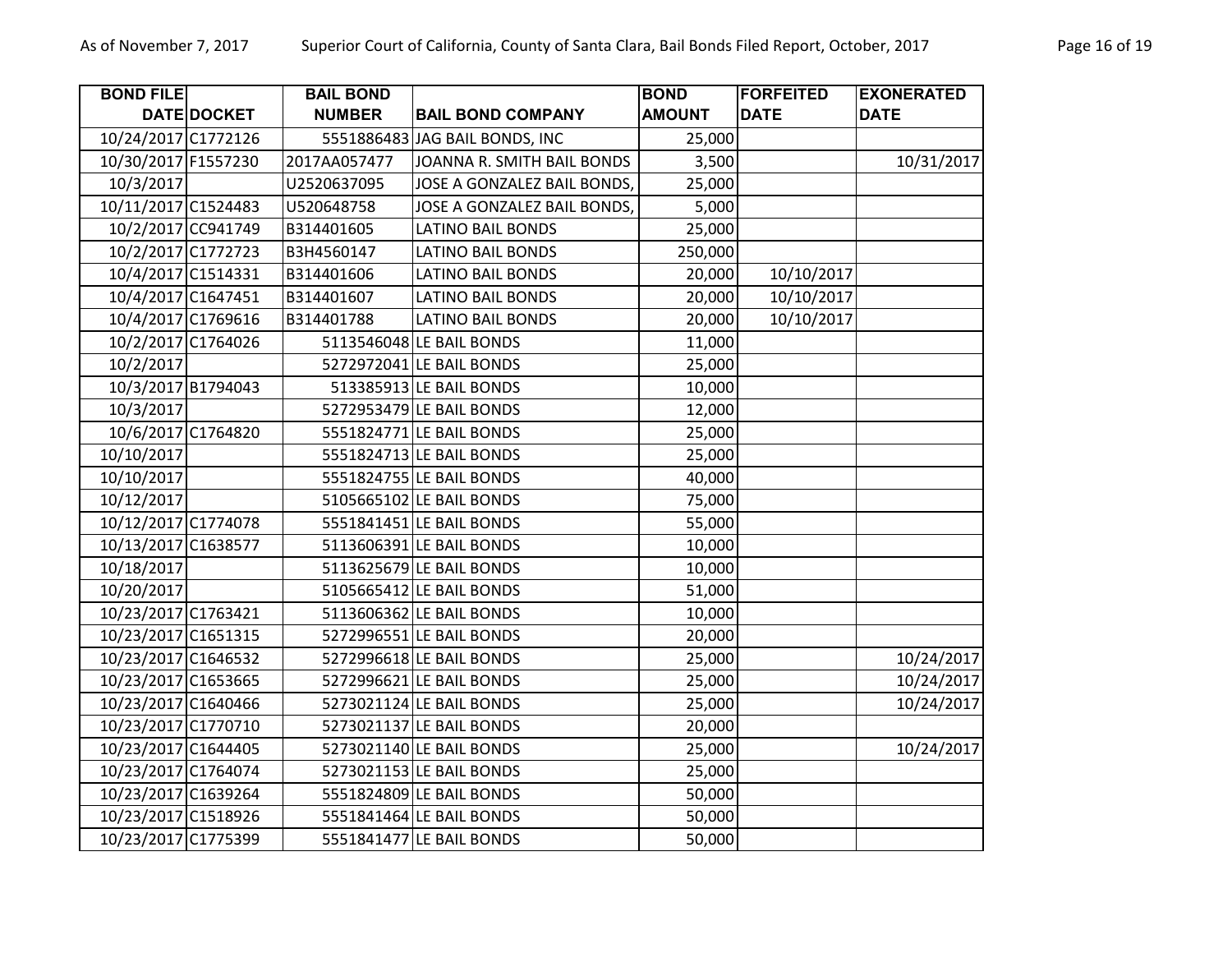| BOND FILE DATE | DOCKET | BAIL BOND NUMBER | BAIL BOND COMPANY | BOND AMOUNT | FORFEITED DATE | EXONERATED DATE |
|---|---|---|---|---|---|---|
| 10/24/2017 | C1772126 | 5551886483 | JAG BAIL BONDS, INC | 25,000 | | |
| 10/30/2017 | F1557230 | 2017AA057477 | JOANNA R. SMITH BAIL BONDS | 3,500 | | 10/31/2017 |
| 10/3/2017 | | U2520637095 | JOSE A GONZALEZ BAIL BONDS, | 25,000 | | |
| 10/11/2017 | C1524483 | U520648758 | JOSE A GONZALEZ BAIL BONDS, | 5,000 | | |
| 10/2/2017 | CC941749 | B314401605 | LATINO BAIL BONDS | 25,000 | | |
| 10/2/2017 | C1772723 | B3H4560147 | LATINO BAIL BONDS | 250,000 | | |
| 10/4/2017 | C1514331 | B314401606 | LATINO BAIL BONDS | 20,000 | 10/10/2017 | |
| 10/4/2017 | C1647451 | B314401607 | LATINO BAIL BONDS | 20,000 | 10/10/2017 | |
| 10/4/2017 | C1769616 | B314401788 | LATINO BAIL BONDS | 20,000 | 10/10/2017 | |
| 10/2/2017 | C1764026 | 5113546048 | LE BAIL BONDS | 11,000 | | |
| 10/2/2017 | | 5272972041 | LE BAIL BONDS | 25,000 | | |
| 10/3/2017 | B1794043 | 513385913 | LE BAIL BONDS | 10,000 | | |
| 10/3/2017 | | 5272953479 | LE BAIL BONDS | 12,000 | | |
| 10/6/2017 | C1764820 | 5551824771 | LE BAIL BONDS | 25,000 | | |
| 10/10/2017 | | 5551824713 | LE BAIL BONDS | 25,000 | | |
| 10/10/2017 | | 5551824755 | LE BAIL BONDS | 40,000 | | |
| 10/12/2017 | | 5105665102 | LE BAIL BONDS | 75,000 | | |
| 10/12/2017 | C1774078 | 5551841451 | LE BAIL BONDS | 55,000 | | |
| 10/13/2017 | C1638577 | 5113606391 | LE BAIL BONDS | 10,000 | | |
| 10/18/2017 | | 5113625679 | LE BAIL BONDS | 10,000 | | |
| 10/20/2017 | | 5105665412 | LE BAIL BONDS | 51,000 | | |
| 10/23/2017 | C1763421 | 5113606362 | LE BAIL BONDS | 10,000 | | |
| 10/23/2017 | C1651315 | 5272996551 | LE BAIL BONDS | 20,000 | | |
| 10/23/2017 | C1646532 | 5272996618 | LE BAIL BONDS | 25,000 | | 10/24/2017 |
| 10/23/2017 | C1653665 | 5272996621 | LE BAIL BONDS | 25,000 | | 10/24/2017 |
| 10/23/2017 | C1640466 | 5273021124 | LE BAIL BONDS | 25,000 | | 10/24/2017 |
| 10/23/2017 | C1770710 | 5273021137 | LE BAIL BONDS | 20,000 | | |
| 10/23/2017 | C1644405 | 5273021140 | LE BAIL BONDS | 25,000 | | 10/24/2017 |
| 10/23/2017 | C1764074 | 5273021153 | LE BAIL BONDS | 25,000 | | |
| 10/23/2017 | C1639264 | 5551824809 | LE BAIL BONDS | 50,000 | | |
| 10/23/2017 | C1518926 | 5551841464 | LE BAIL BONDS | 50,000 | | |
| 10/23/2017 | C1775399 | 5551841477 | LE BAIL BONDS | 50,000 | | |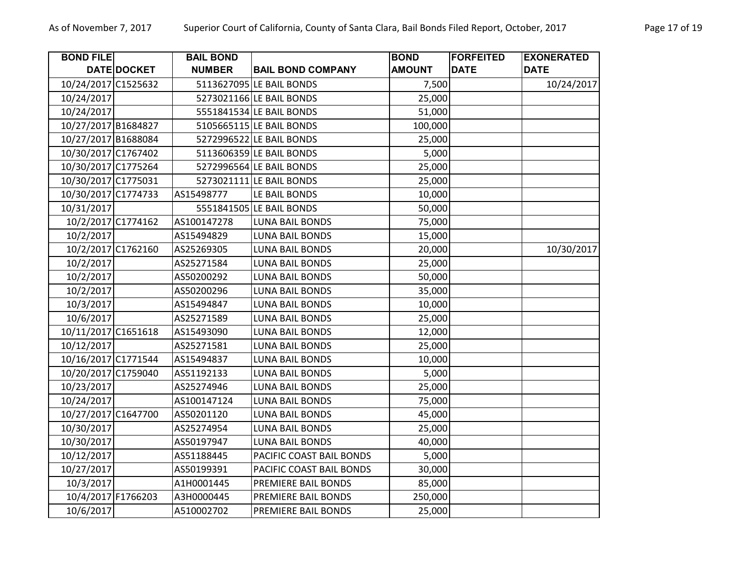| BOND FILE DATE | DOCKET | BAIL BOND NUMBER | BAIL BOND COMPANY | BOND AMOUNT | FORFEITED DATE | EXONERATED DATE |
|---|---|---|---|---|---|---|
| 10/24/2017 | C1525632 | 5113627095 | LE BAIL BONDS | 7,500 | | 10/24/2017 |
| 10/24/2017 | | 5273021166 | LE BAIL BONDS | 25,000 | | |
| 10/24/2017 | | 5551841534 | LE BAIL BONDS | 51,000 | | |
| 10/27/2017 | B1684827 | 5105665115 | LE BAIL BONDS | 100,000 | | |
| 10/27/2017 | B1688084 | 5272996522 | LE BAIL BONDS | 25,000 | | |
| 10/30/2017 | C1767402 | 5113606359 | LE BAIL BONDS | 5,000 | | |
| 10/30/2017 | C1775264 | 5272996564 | LE BAIL BONDS | 25,000 | | |
| 10/30/2017 | C1775031 | 5273021111 | LE BAIL BONDS | 25,000 | | |
| 10/30/2017 | C1774733 | AS15498777 | LE BAIL BONDS | 10,000 | | |
| 10/31/2017 | | 5551841505 | LE BAIL BONDS | 50,000 | | |
| 10/2/2017 | C1774162 | AS100147278 | LUNA BAIL BONDS | 75,000 | | |
| 10/2/2017 | | AS15494829 | LUNA BAIL BONDS | 15,000 | | |
| 10/2/2017 | C1762160 | AS25269305 | LUNA BAIL BONDS | 20,000 | | 10/30/2017 |
| 10/2/2017 | | AS25271584 | LUNA BAIL BONDS | 25,000 | | |
| 10/2/2017 | | AS50200292 | LUNA BAIL BONDS | 50,000 | | |
| 10/2/2017 | | AS50200296 | LUNA BAIL BONDS | 35,000 | | |
| 10/3/2017 | | AS15494847 | LUNA BAIL BONDS | 10,000 | | |
| 10/6/2017 | | AS25271589 | LUNA BAIL BONDS | 25,000 | | |
| 10/11/2017 | C1651618 | AS15493090 | LUNA BAIL BONDS | 12,000 | | |
| 10/12/2017 | | AS25271581 | LUNA BAIL BONDS | 25,000 | | |
| 10/16/2017 | C1771544 | AS15494837 | LUNA BAIL BONDS | 10,000 | | |
| 10/20/2017 | C1759040 | AS51192133 | LUNA BAIL BONDS | 5,000 | | |
| 10/23/2017 | | AS25274946 | LUNA BAIL BONDS | 25,000 | | |
| 10/24/2017 | | AS100147124 | LUNA BAIL BONDS | 75,000 | | |
| 10/27/2017 | C1647700 | AS50201120 | LUNA BAIL BONDS | 45,000 | | |
| 10/30/2017 | | AS25274954 | LUNA BAIL BONDS | 25,000 | | |
| 10/30/2017 | | AS50197947 | LUNA BAIL BONDS | 40,000 | | |
| 10/12/2017 | | AS51188445 | PACIFIC COAST BAIL BONDS | 5,000 | | |
| 10/27/2017 | | AS50199391 | PACIFIC COAST BAIL BONDS | 30,000 | | |
| 10/3/2017 | | A1H0001445 | PREMIERE BAIL BONDS | 85,000 | | |
| 10/4/2017 | F1766203 | A3H0000445 | PREMIERE BAIL BONDS | 250,000 | | |
| 10/6/2017 | | A510002702 | PREMIERE BAIL BONDS | 25,000 | | |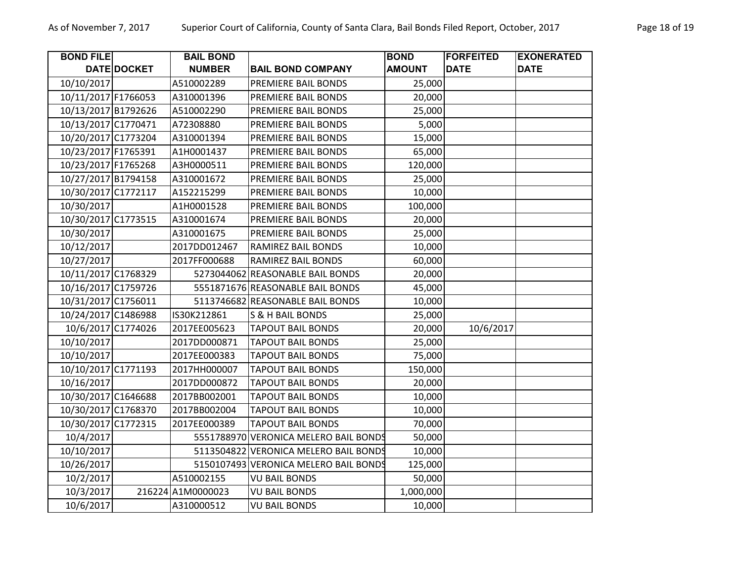| BOND FILE DATE | DOCKET | BAIL BOND NUMBER | BAIL BOND COMPANY | BOND AMOUNT | FORFEITED DATE | EXONERATED DATE |
|---|---|---|---|---|---|---|
| 10/10/2017 | | A510002289 | PREMIERE BAIL BONDS | 25,000 | | |
| 10/11/2017 | F1766053 | A310001396 | PREMIERE BAIL BONDS | 20,000 | | |
| 10/13/2017 | B1792626 | A510002290 | PREMIERE BAIL BONDS | 25,000 | | |
| 10/13/2017 | C1770471 | A72308880 | PREMIERE BAIL BONDS | 5,000 | | |
| 10/20/2017 | C1773204 | A310001394 | PREMIERE BAIL BONDS | 15,000 | | |
| 10/23/2017 | F1765391 | A1H0001437 | PREMIERE BAIL BONDS | 65,000 | | |
| 10/23/2017 | F1765268 | A3H0000511 | PREMIERE BAIL BONDS | 120,000 | | |
| 10/27/2017 | B1794158 | A310001672 | PREMIERE BAIL BONDS | 25,000 | | |
| 10/30/2017 | C1772117 | A152215299 | PREMIERE BAIL BONDS | 10,000 | | |
| 10/30/2017 | | A1H0001528 | PREMIERE BAIL BONDS | 100,000 | | |
| 10/30/2017 | C1773515 | A310001674 | PREMIERE BAIL BONDS | 20,000 | | |
| 10/30/2017 | | A310001675 | PREMIERE BAIL BONDS | 25,000 | | |
| 10/12/2017 | | 2017DD012467 | RAMIREZ BAIL BONDS | 10,000 | | |
| 10/27/2017 | | 2017FF000688 | RAMIREZ BAIL BONDS | 60,000 | | |
| 10/11/2017 | C1768329 | 5273044062 | REASONABLE BAIL BONDS | 20,000 | | |
| 10/16/2017 | C1759726 | 5551871676 | REASONABLE BAIL BONDS | 45,000 | | |
| 10/31/2017 | C1756011 | 5113746682 | REASONABLE BAIL BONDS | 10,000 | | |
| 10/24/2017 | C1486988 | IS30K212861 | S & H BAIL BONDS | 25,000 | | |
| 10/6/2017 | C1774026 | 2017EE005623 | TAPOUT BAIL BONDS | 20,000 | 10/6/2017 | |
| 10/10/2017 | | 2017DD000871 | TAPOUT BAIL BONDS | 25,000 | | |
| 10/10/2017 | | 2017EE000383 | TAPOUT BAIL BONDS | 75,000 | | |
| 10/10/2017 | C1771193 | 2017HH000007 | TAPOUT BAIL BONDS | 150,000 | | |
| 10/16/2017 | | 2017DD000872 | TAPOUT BAIL BONDS | 20,000 | | |
| 10/30/2017 | C1646688 | 2017BB002001 | TAPOUT BAIL BONDS | 10,000 | | |
| 10/30/2017 | C1768370 | 2017BB002004 | TAPOUT BAIL BONDS | 10,000 | | |
| 10/30/2017 | C1772315 | 2017EE000389 | TAPOUT BAIL BONDS | 70,000 | | |
| 10/4/2017 | | 5551788970 | VERONICA MELERO BAIL BONDS | 50,000 | | |
| 10/10/2017 | | 5113504822 | VERONICA MELERO BAIL BONDS | 10,000 | | |
| 10/26/2017 | | 5150107493 | VERONICA MELERO BAIL BONDS | 125,000 | | |
| 10/2/2017 | | A510002155 | VU BAIL BONDS | 50,000 | | |
| 10/3/2017 | 216224 | A1M0000023 | VU BAIL BONDS | 1,000,000 | | |
| 10/6/2017 | | A310000512 | VU BAIL BONDS | 10,000 | | |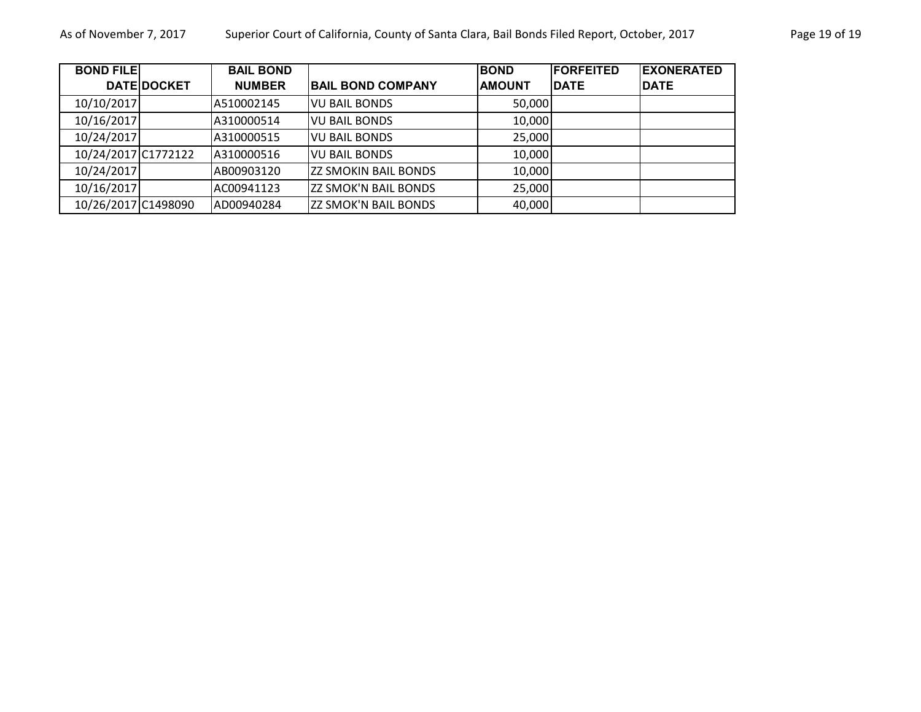| BOND FILE DATE | DOCKET | BAIL BOND NUMBER | BAIL BOND COMPANY | BOND AMOUNT | FORFEITED DATE | EXONERATED DATE |
|---|---|---|---|---|---|---|
| 10/10/2017 | | A510002145 | VU BAIL BONDS | 50,000 | | |
| 10/16/2017 | | A310000514 | VU BAIL BONDS | 10,000 | | |
| 10/24/2017 | | A310000515 | VU BAIL BONDS | 25,000 | | |
| 10/24/2017 | C1772122 | A310000516 | VU BAIL BONDS | 10,000 | | |
| 10/24/2017 | | AB00903120 | ZZ SMOKIN BAIL BONDS | 10,000 | | |
| 10/16/2017 | | AC00941123 | ZZ SMOK'N BAIL BONDS | 25,000 | | |
| 10/26/2017 | C1498090 | AD00940284 | ZZ SMOK'N BAIL BONDS | 40,000 | | |